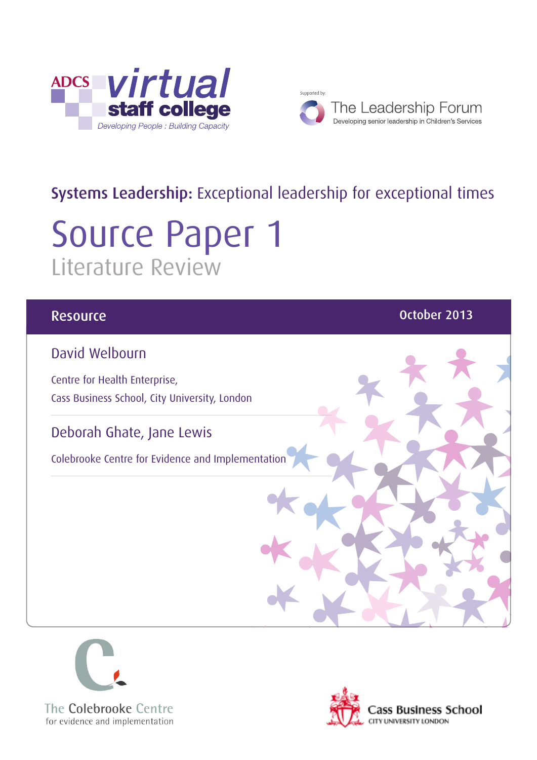ADCS virtual staff college

*Developing People : Building Capacity*

Supported by: The Leadership Forum

Developing senior leadership in Children's Services

**Systems Leadership:** Exceptional leadership for exceptional times

# Source Paper 1

## Literature Review

Resource

October 2013

David Welbourn

Centre for Health Enterprise,
Cass Business School, City University, London

Deborah Ghate, Jane Lewis

Colebrooke Centre for Evidence and Implementation

The Colebrooke Centre for evidence and implementation

Cass Business School
CITY UNIVERSITY LONDON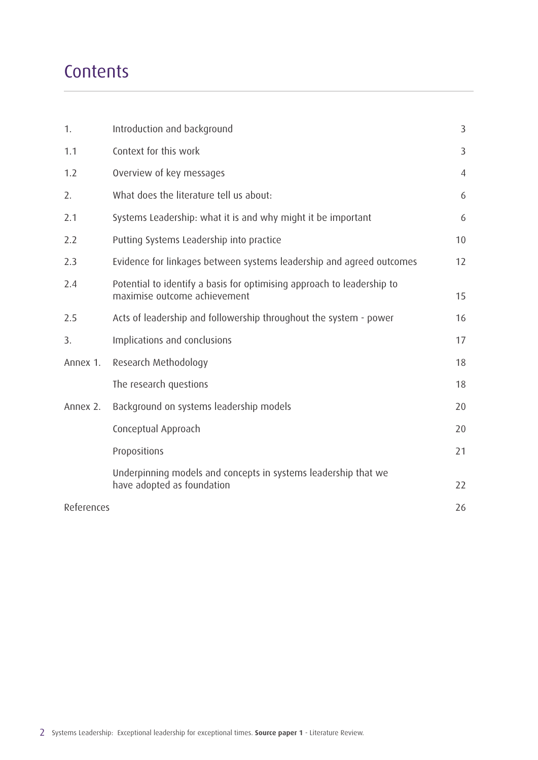# Contents

| | | |
|---|---|---|
| 1. | Introduction and background | 3 |
| 1.1 | Context for this work | 3 |
| 1.2 | Overview of key messages | 4 |
| 2. | What does the literature tell us about: | 6 |
| 2.1 | Systems Leadership: what it is and why might it be important | 6 |
| 2.2 | Putting Systems Leadership into practice | 10 |
| 2.3 | Evidence for linkages between systems leadership and agreed outcomes | 12 |
| 2.4 | Potential to identify a basis for optimising approach to leadership to maximise outcome achievement | 15 |
| 2.5 | Acts of leadership and followership throughout the system - power | 16 |
| 3. | Implications and conclusions | 17 |
| Annex 1. | Research Methodology | 18 |
| | The research questions | 18 |
| Annex 2. | Background on systems leadership models | 20 |
| | Conceptual Approach | 20 |
| | Propositions | 21 |
| | Underpinning models and concepts in systems leadership that we have adopted as foundation | 22 |
| References | | 26 |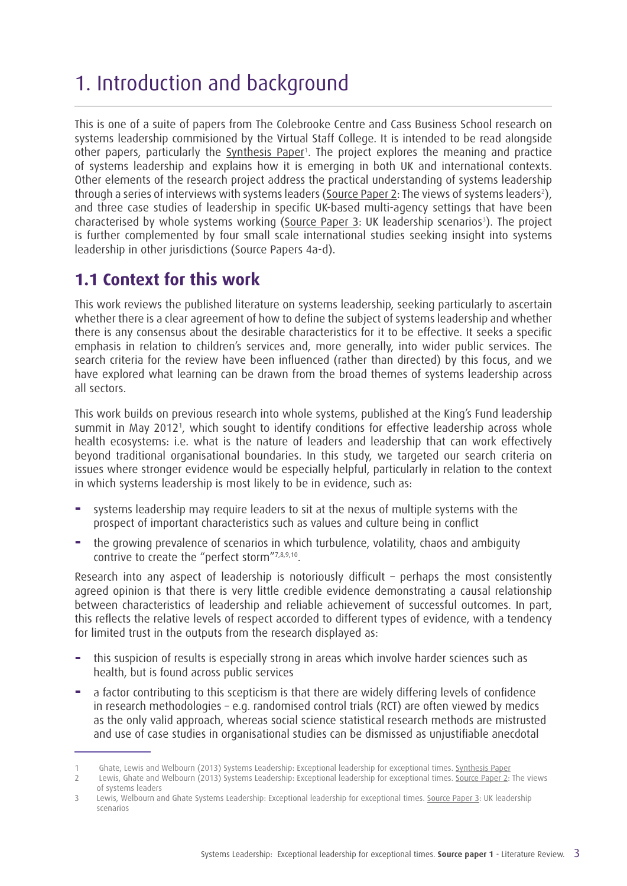# 1. Introduction and background

This is one of a suite of papers from The Colebrooke Centre and Cass Business School research on systems leadership commisioned by the Virtual Staff College. It is intended to be read alongside other papers, particularly the Synthesis Paper[1]. The project explores the meaning and practice of systems leadership and explains how it is emerging in both UK and international contexts. Other elements of the research project address the practical understanding of systems leadership through a series of interviews with systems leaders (Source Paper 2: The views of systems leaders[2]), and three case studies of leadership in specific UK-based multi-agency settings that have been characterised by whole systems working (Source Paper 3: UK leadership scenarios[3]). The project is further complemented by four small scale international studies seeking insight into systems leadership in other jurisdictions (Source Papers 4a-d).

## 1.1 Context for this work

This work reviews the published literature on systems leadership, seeking particularly to ascertain whether there is a clear agreement of how to define the subject of systems leadership and whether there is any consensus about the desirable characteristics for it to be effective. It seeks a specific emphasis in relation to children's services and, more generally, into wider public services. The search criteria for the review have been influenced (rather than directed) by this focus, and we have explored what learning can be drawn from the broad themes of systems leadership across all sectors.

This work builds on previous research into whole systems, published at the King's Fund leadership summit in May 2012[1], which sought to identify conditions for effective leadership across whole health ecosystems: i.e. what is the nature of leaders and leadership that can work effectively beyond traditional organisational boundaries. In this study, we targeted our search criteria on issues where stronger evidence would be especially helpful, particularly in relation to the context in which systems leadership is most likely to be in evidence, such as:

- systems leadership may require leaders to sit at the nexus of multiple systems with the prospect of important characteristics such as values and culture being in conflict
- the growing prevalence of scenarios in which turbulence, volatility, chaos and ambiguity contrive to create the "perfect storm"[7,8,9,10].

Research into any aspect of leadership is notoriously difficult – perhaps the most consistently agreed opinion is that there is very little credible evidence demonstrating a causal relationship between characteristics of leadership and reliable achievement of successful outcomes. In part, this reflects the relative levels of respect accorded to different types of evidence, with a tendency for limited trust in the outputs from the research displayed as:

- this suspicion of results is especially strong in areas which involve harder sciences such as health, but is found across public services
- a factor contributing to this scepticism is that there are widely differing levels of confidence in research methodologies – e.g. randomised control trials (RCT) are often viewed by medics as the only valid approach, whereas social science statistical research methods are mistrusted and use of case studies in organisational studies can be dismissed as unjustifiable anecdotal

---

1 Ghate, Lewis and Welbourn (2013) Systems Leadership: Exceptional leadership for exceptional times. Synthesis Paper

2 Lewis, Ghate and Welbourn (2013) Systems Leadership: Exceptional leadership for exceptional times. Source Paper 2: The views of systems leaders

3 Lewis, Welbourn and Ghate Systems Leadership: Exceptional leadership for exceptional times. Source Paper 3: UK leadership scenarios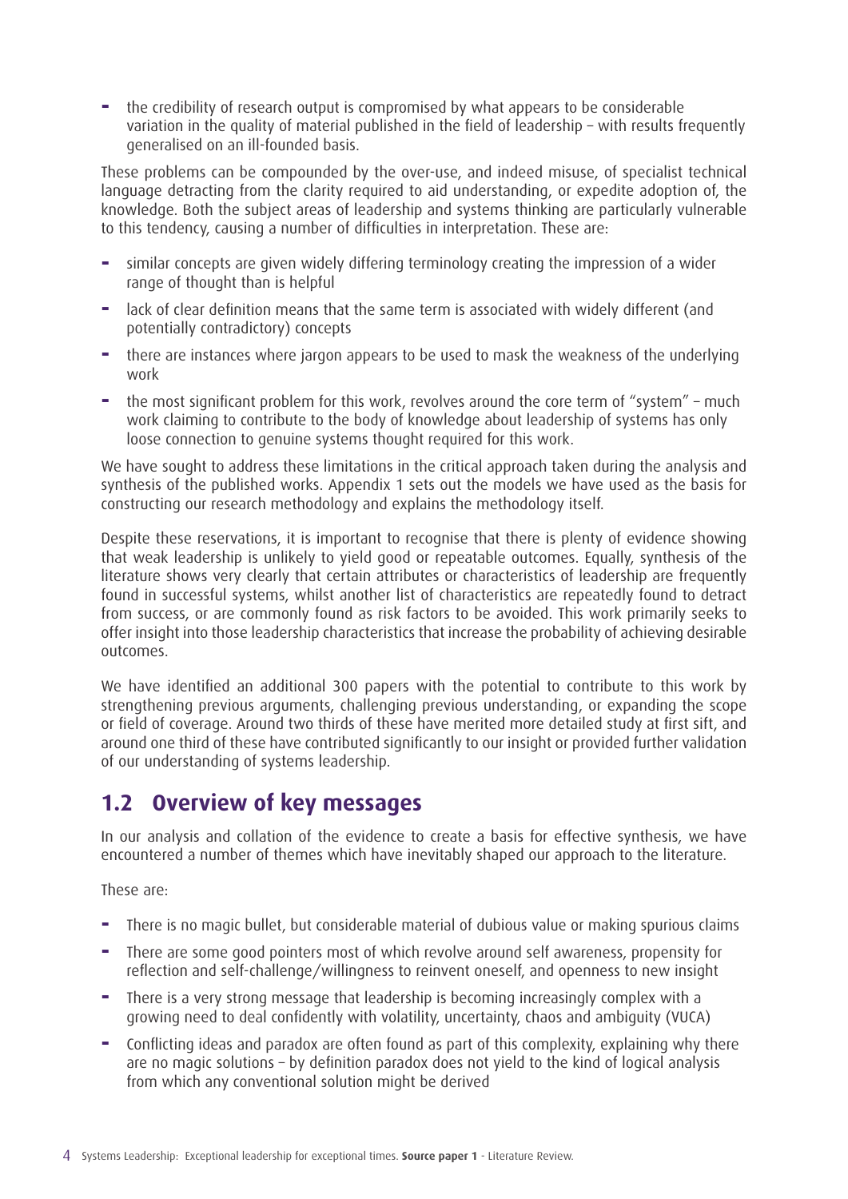- the credibility of research output is compromised by what appears to be considerable variation in the quality of material published in the field of leadership – with results frequently generalised on an ill-founded basis.

These problems can be compounded by the over-use, and indeed misuse, of specialist technical language detracting from the clarity required to aid understanding, or expedite adoption of, the knowledge. Both the subject areas of leadership and systems thinking are particularly vulnerable to this tendency, causing a number of difficulties in interpretation. These are:

- similar concepts are given widely differing terminology creating the impression of a wider range of thought than is helpful
- lack of clear definition means that the same term is associated with widely different (and potentially contradictory) concepts
- there are instances where jargon appears to be used to mask the weakness of the underlying work
- the most significant problem for this work, revolves around the core term of "system" – much work claiming to contribute to the body of knowledge about leadership of systems has only loose connection to genuine systems thought required for this work.

We have sought to address these limitations in the critical approach taken during the analysis and synthesis of the published works. Appendix 1 sets out the models we have used as the basis for constructing our research methodology and explains the methodology itself.

Despite these reservations, it is important to recognise that there is plenty of evidence showing that weak leadership is unlikely to yield good or repeatable outcomes. Equally, synthesis of the literature shows very clearly that certain attributes or characteristics of leadership are frequently found in successful systems, whilst another list of characteristics are repeatedly found to detract from success, or are commonly found as risk factors to be avoided. This work primarily seeks to offer insight into those leadership characteristics that increase the probability of achieving desirable outcomes.

We have identified an additional 300 papers with the potential to contribute to this work by strengthening previous arguments, challenging previous understanding, or expanding the scope or field of coverage. Around two thirds of these have merited more detailed study at first sift, and around one third of these have contributed significantly to our insight or provided further validation of our understanding of systems leadership.

## 1.2 Overview of key messages

In our analysis and collation of the evidence to create a basis for effective synthesis, we have encountered a number of themes which have inevitably shaped our approach to the literature.

These are:

- There is no magic bullet, but considerable material of dubious value or making spurious claims
- There are some good pointers most of which revolve around self awareness, propensity for reflection and self-challenge/willingness to reinvent oneself, and openness to new insight
- There is a very strong message that leadership is becoming increasingly complex with a growing need to deal confidently with volatility, uncertainty, chaos and ambiguity (VUCA)
- Conflicting ideas and paradox are often found as part of this complexity, explaining why there are no magic solutions – by definition paradox does not yield to the kind of logical analysis from which any conventional solution might be derived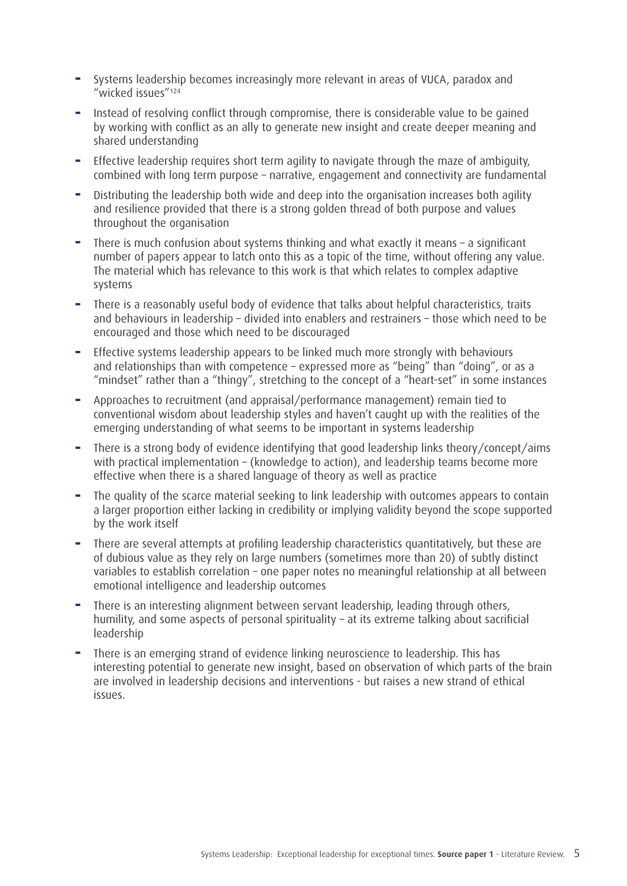- Systems leadership becomes increasingly more relevant in areas of VUCA, paradox and "wicked issues"[124]
- Instead of resolving conflict through compromise, there is considerable value to be gained by working with conflict as an ally to generate new insight and create deeper meaning and shared understanding
- Effective leadership requires short term agility to navigate through the maze of ambiguity, combined with long term purpose – narrative, engagement and connectivity are fundamental
- Distributing the leadership both wide and deep into the organisation increases both agility and resilience provided that there is a strong golden thread of both purpose and values throughout the organisation
- There is much confusion about systems thinking and what exactly it means – a significant number of papers appear to latch onto this as a topic of the time, without offering any value. The material which has relevance to this work is that which relates to complex adaptive systems
- There is a reasonably useful body of evidence that talks about helpful characteristics, traits and behaviours in leadership – divided into enablers and restrainers – those which need to be encouraged and those which need to be discouraged
- Effective systems leadership appears to be linked much more strongly with behaviours and relationships than with competence – expressed more as "being" than "doing", or as a "mindset" rather than a "thingy", stretching to the concept of a "heart-set" in some instances
- Approaches to recruitment (and appraisal/performance management) remain tied to conventional wisdom about leadership styles and haven't caught up with the realities of the emerging understanding of what seems to be important in systems leadership
- There is a strong body of evidence identifying that good leadership links theory/concept/aims with practical implementation – (knowledge to action), and leadership teams become more effective when there is a shared language of theory as well as practice
- The quality of the scarce material seeking to link leadership with outcomes appears to contain a larger proportion either lacking in credibility or implying validity beyond the scope supported by the work itself
- There are several attempts at profiling leadership characteristics quantitatively, but these are of dubious value as they rely on large numbers (sometimes more than 20) of subtly distinct variables to establish correlation – one paper notes no meaningful relationship at all between emotional intelligence and leadership outcomes
- There is an interesting alignment between servant leadership, leading through others, humility, and some aspects of personal spirituality – at its extreme talking about sacrificial leadership
- There is an emerging strand of evidence linking neuroscience to leadership. This has interesting potential to generate new insight, based on observation of which parts of the brain are involved in leadership decisions and interventions - but raises a new strand of ethical issues.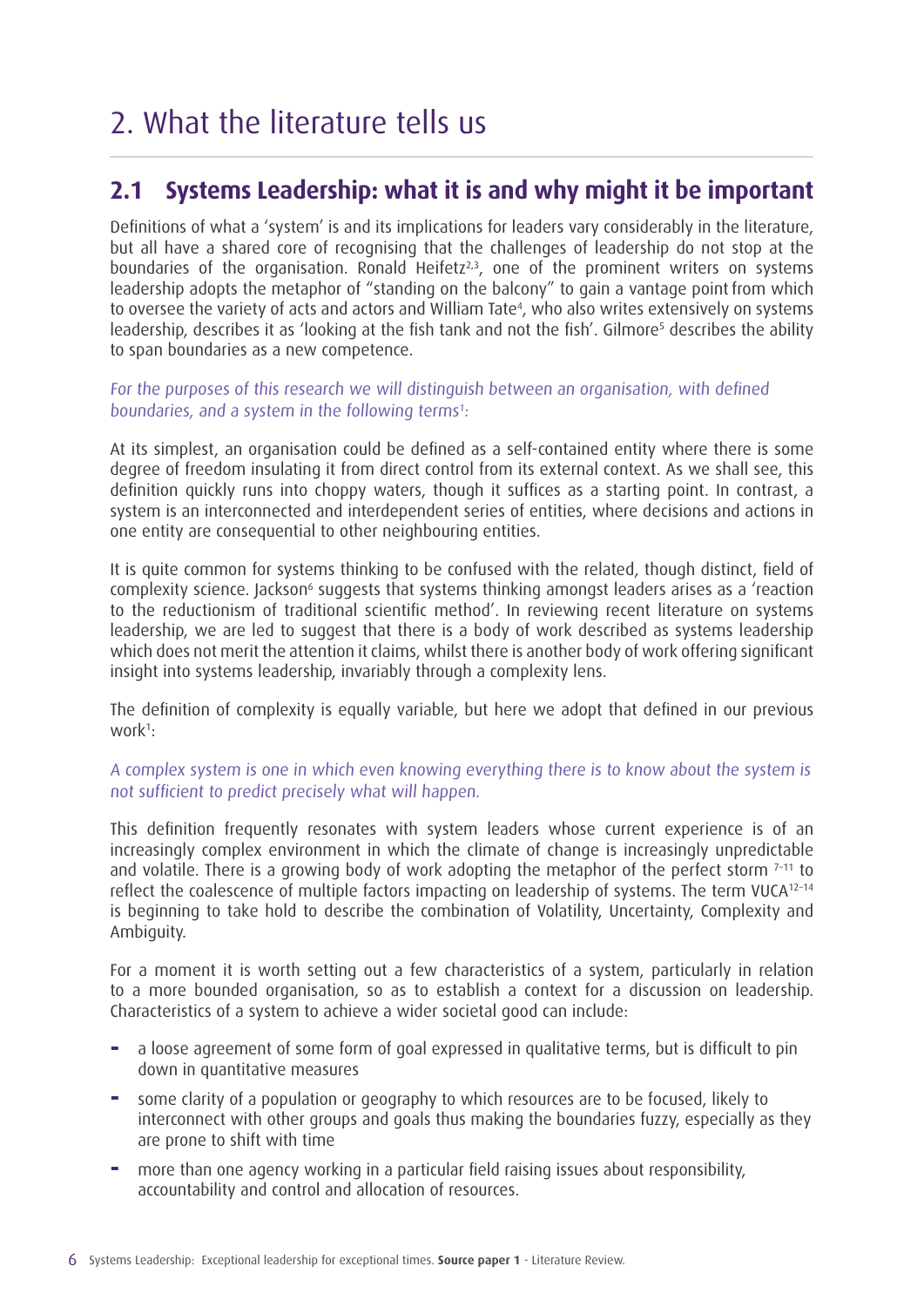// 2. What the literature tells us

## 2.1 Systems Leadership: what it is and why might it be important

Definitions of what a 'system' is and its implications for leaders vary considerably in the literature, but all have a shared core of recognising that the challenges of leadership do not stop at the boundaries of the organisation. Ronald Heifetz[2,3], one of the prominent writers on systems leadership adopts the metaphor of "standing on the balcony" to gain a vantage point from which to oversee the variety of acts and actors and William Tate[4], who also writes extensively on systems leadership, describes it as 'looking at the fish tank and not the fish'. Gilmore[5] describes the ability to span boundaries as a new competence.

*For the purposes of this research we will distinguish between an organisation, with defined boundaries, and a system in the following terms[1]:*

At its simplest, an organisation could be defined as a self-contained entity where there is some degree of freedom insulating it from direct control from its external context. As we shall see, this definition quickly runs into choppy waters, though it suffices as a starting point. In contrast, a system is an interconnected and interdependent series of entities, where decisions and actions in one entity are consequential to other neighbouring entities.

It is quite common for systems thinking to be confused with the related, though distinct, field of complexity science. Jackson[6] suggests that systems thinking amongst leaders arises as a 'reaction to the reductionism of traditional scientific method'. In reviewing recent literature on systems leadership, we are led to suggest that there is a body of work described as systems leadership which does not merit the attention it claims, whilst there is another body of work offering significant insight into systems leadership, invariably through a complexity lens.

The definition of complexity is equally variable, but here we adopt that defined in our previous work[1]:

*A complex system is one in which even knowing everything there is to know about the system is not sufficient to predict precisely what will happen.*

This definition frequently resonates with system leaders whose current experience is of an increasingly complex environment in which the climate of change is increasingly unpredictable and volatile. There is a growing body of work adopting the metaphor of the perfect storm [7–11] to reflect the coalescence of multiple factors impacting on leadership of systems. The term VUCA[12–14] is beginning to take hold to describe the combination of Volatility, Uncertainty, Complexity and Ambiguity.

For a moment it is worth setting out a few characteristics of a system, particularly in relation to a more bounded organisation, so as to establish a context for a discussion on leadership. Characteristics of a system to achieve a wider societal good can include:

- a loose agreement of some form of goal expressed in qualitative terms, but is difficult to pin down in quantitative measures
- some clarity of a population or geography to which resources are to be focused, likely to interconnect with other groups and goals thus making the boundaries fuzzy, especially as they are prone to shift with time
- more than one agency working in a particular field raising issues about responsibility, accountability and control and allocation of resources.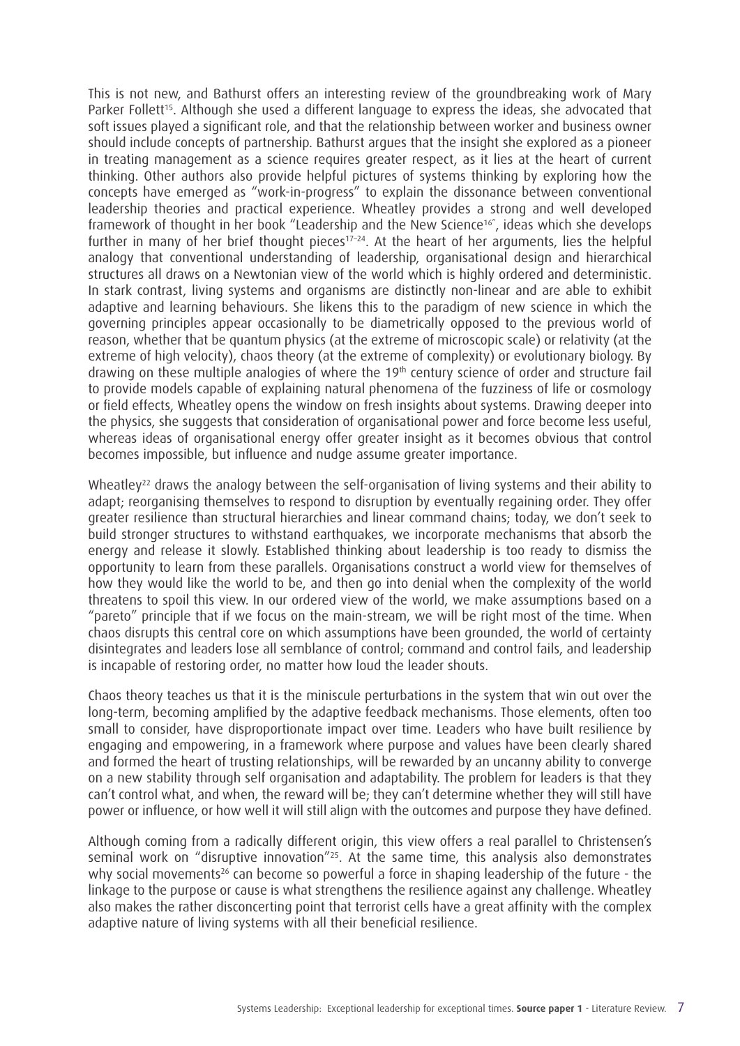This is not new, and Bathurst offers an interesting review of the groundbreaking work of Mary Parker Follett[15]. Although she used a different language to express the ideas, she advocated that soft issues played a significant role, and that the relationship between worker and business owner should include concepts of partnership. Bathurst argues that the insight she explored as a pioneer in treating management as a science requires greater respect, as it lies at the heart of current thinking. Other authors also provide helpful pictures of systems thinking by exploring how the concepts have emerged as "work-in-progress" to explain the dissonance between conventional leadership theories and practical experience. Wheatley provides a strong and well developed framework of thought in her book "Leadership and the New Science[16]", ideas which she develops further in many of her brief thought pieces[17–24]. At the heart of her arguments, lies the helpful analogy that conventional understanding of leadership, organisational design and hierarchical structures all draws on a Newtonian view of the world which is highly ordered and deterministic. In stark contrast, living systems and organisms are distinctly non-linear and are able to exhibit adaptive and learning behaviours. She likens this to the paradigm of new science in which the governing principles appear occasionally to be diametrically opposed to the previous world of reason, whether that be quantum physics (at the extreme of microscopic scale) or relativity (at the extreme of high velocity), chaos theory (at the extreme of complexity) or evolutionary biology. By drawing on these multiple analogies of where the 19th century science of order and structure fail to provide models capable of explaining natural phenomena of the fuzziness of life or cosmology or field effects, Wheatley opens the window on fresh insights about systems. Drawing deeper into the physics, she suggests that consideration of organisational power and force become less useful, whereas ideas of organisational energy offer greater insight as it becomes obvious that control becomes impossible, but influence and nudge assume greater importance.

Wheatley[22] draws the analogy between the self-organisation of living systems and their ability to adapt; reorganising themselves to respond to disruption by eventually regaining order. They offer greater resilience than structural hierarchies and linear command chains; today, we don't seek to build stronger structures to withstand earthquakes, we incorporate mechanisms that absorb the energy and release it slowly. Established thinking about leadership is too ready to dismiss the opportunity to learn from these parallels. Organisations construct a world view for themselves of how they would like the world to be, and then go into denial when the complexity of the world threatens to spoil this view. In our ordered view of the world, we make assumptions based on a "pareto" principle that if we focus on the main-stream, we will be right most of the time. When chaos disrupts this central core on which assumptions have been grounded, the world of certainty disintegrates and leaders lose all semblance of control; command and control fails, and leadership is incapable of restoring order, no matter how loud the leader shouts.

Chaos theory teaches us that it is the miniscule perturbations in the system that win out over the long-term, becoming amplified by the adaptive feedback mechanisms. Those elements, often too small to consider, have disproportionate impact over time. Leaders who have built resilience by engaging and empowering, in a framework where purpose and values have been clearly shared and formed the heart of trusting relationships, will be rewarded by an uncanny ability to converge on a new stability through self organisation and adaptability. The problem for leaders is that they can't control what, and when, the reward will be; they can't determine whether they will still have power or influence, or how well it will still align with the outcomes and purpose they have defined.

Although coming from a radically different origin, this view offers a real parallel to Christensen's seminal work on "disruptive innovation"[25]. At the same time, this analysis also demonstrates why social movements[26] can become so powerful a force in shaping leadership of the future - the linkage to the purpose or cause is what strengthens the resilience against any challenge. Wheatley also makes the rather disconcerting point that terrorist cells have a great affinity with the complex adaptive nature of living systems with all their beneficial resilience.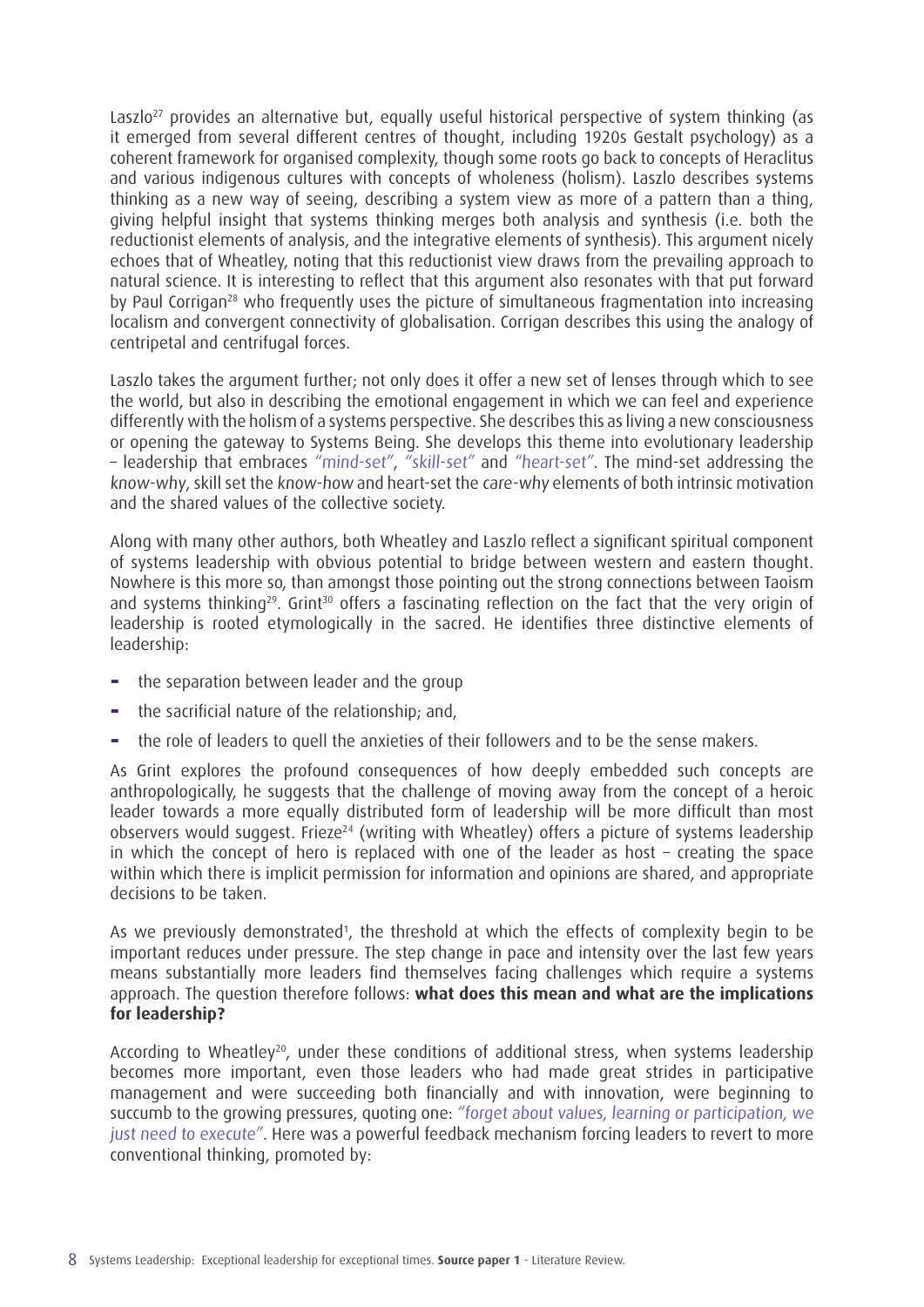Laszlo[27] provides an alternative but, equally useful historical perspective of system thinking (as it emerged from several different centres of thought, including 1920s Gestalt psychology) as a coherent framework for organised complexity, though some roots go back to concepts of Heraclitus and various indigenous cultures with concepts of wholeness (holism). Laszlo describes systems thinking as a new way of seeing, describing a system view as more of a pattern than a thing, giving helpful insight that systems thinking merges both analysis and synthesis (i.e. both the reductionist elements of analysis, and the integrative elements of synthesis). This argument nicely echoes that of Wheatley, noting that this reductionist view draws from the prevailing approach to natural science. It is interesting to reflect that this argument also resonates with that put forward by Paul Corrigan[28] who frequently uses the picture of simultaneous fragmentation into increasing localism and convergent connectivity of globalisation. Corrigan describes this using the analogy of centripetal and centrifugal forces.

Laszlo takes the argument further; not only does it offer a new set of lenses through which to see the world, but also in describing the emotional engagement in which we can feel and experience differently with the holism of a systems perspective. She describes this as living a new consciousness or opening the gateway to Systems Being. She develops this theme into evolutionary leadership – leadership that embraces *"mind-set"*, *"skill-set"* and *"heart-set"*. The mind-set addressing the *know-why*, skill set the *know-how* and heart-set the *care-why* elements of both intrinsic motivation and the shared values of the collective society.

Along with many other authors, both Wheatley and Laszlo reflect a significant spiritual component of systems leadership with obvious potential to bridge between western and eastern thought. Nowhere is this more so, than amongst those pointing out the strong connections between Taoism and systems thinking[29]. Grint[30] offers a fascinating reflection on the fact that the very origin of leadership is rooted etymologically in the sacred. He identifies three distinctive elements of leadership:

- the separation between leader and the group
- the sacrificial nature of the relationship; and,
- the role of leaders to quell the anxieties of their followers and to be the sense makers.

As Grint explores the profound consequences of how deeply embedded such concepts are anthropologically, he suggests that the challenge of moving away from the concept of a heroic leader towards a more equally distributed form of leadership will be more difficult than most observers would suggest. Frieze[24] (writing with Wheatley) offers a picture of systems leadership in which the concept of hero is replaced with one of the leader as host – creating the space within which there is implicit permission for information and opinions are shared, and appropriate decisions to be taken.

As we previously demonstrated[1], the threshold at which the effects of complexity begin to be important reduces under pressure. The step change in pace and intensity over the last few years means substantially more leaders find themselves facing challenges which require a systems approach. The question therefore follows: **what does this mean and what are the implications for leadership?**

According to Wheatley[20], under these conditions of additional stress, when systems leadership becomes more important, even those leaders who had made great strides in participative management and were succeeding both financially and with innovation, were beginning to succumb to the growing pressures, quoting one: *"forget about values, learning or participation, we just need to execute"*. Here was a powerful feedback mechanism forcing leaders to revert to more conventional thinking, promoted by: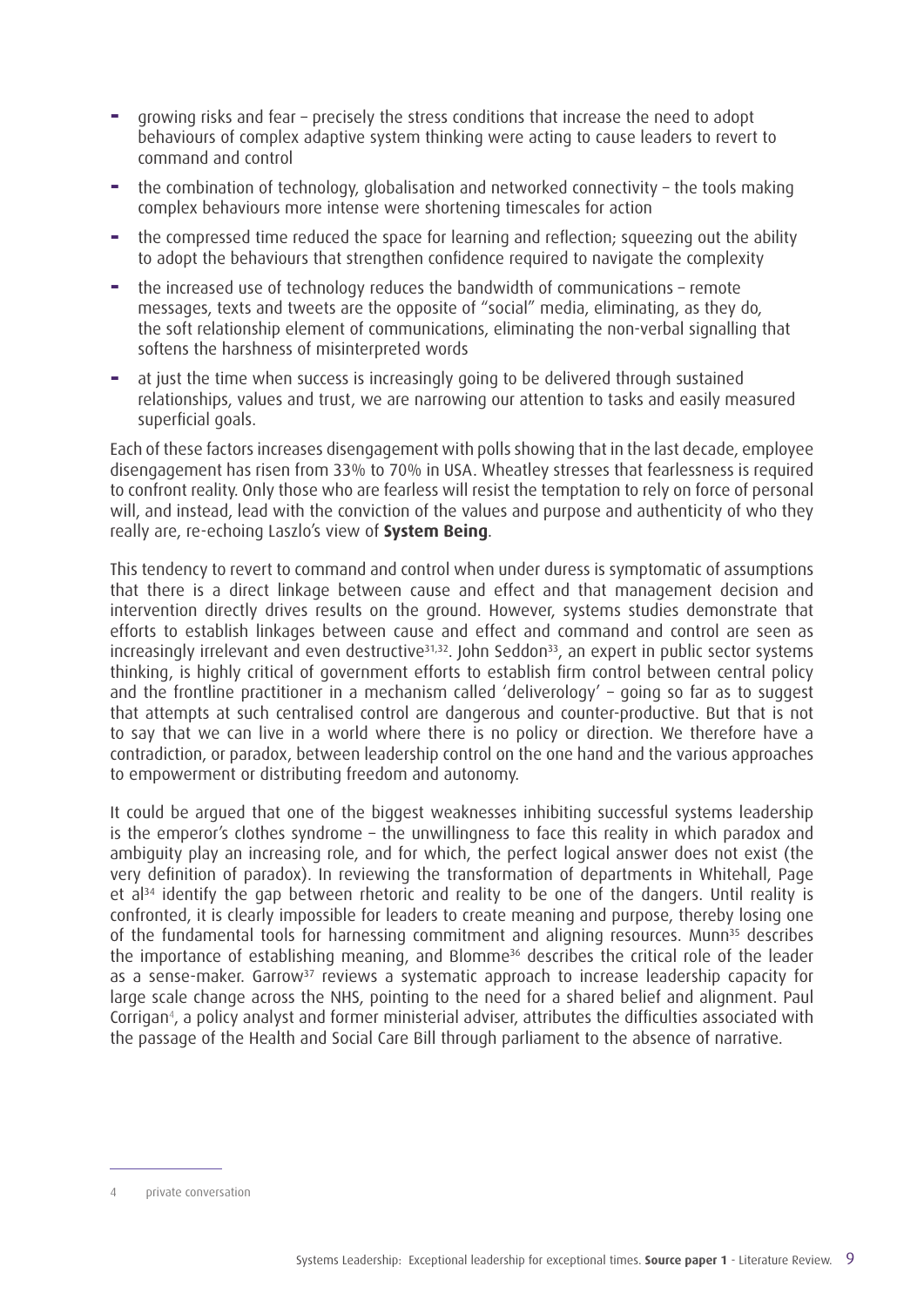- growing risks and fear – precisely the stress conditions that increase the need to adopt behaviours of complex adaptive system thinking were acting to cause leaders to revert to command and control
- the combination of technology, globalisation and networked connectivity – the tools making complex behaviours more intense were shortening timescales for action
- the compressed time reduced the space for learning and reflection; squeezing out the ability to adopt the behaviours that strengthen confidence required to navigate the complexity
- the increased use of technology reduces the bandwidth of communications – remote messages, texts and tweets are the opposite of "social" media, eliminating, as they do, the soft relationship element of communications, eliminating the non-verbal signalling that softens the harshness of misinterpreted words
- at just the time when success is increasingly going to be delivered through sustained relationships, values and trust, we are narrowing our attention to tasks and easily measured superficial goals.

Each of these factors increases disengagement with polls showing that in the last decade, employee disengagement has risen from 33% to 70% in USA. Wheatley stresses that fearlessness is required to confront reality. Only those who are fearless will resist the temptation to rely on force of personal will, and instead, lead with the conviction of the values and purpose and authenticity of who they really are, re-echoing Laszlo's view of **System Being**.

This tendency to revert to command and control when under duress is symptomatic of assumptions that there is a direct linkage between cause and effect and that management decision and intervention directly drives results on the ground. However, systems studies demonstrate that efforts to establish linkages between cause and effect and command and control are seen as increasingly irrelevant and even destructive[31,32]. John Seddon[33], an expert in public sector systems thinking, is highly critical of government efforts to establish firm control between central policy and the frontline practitioner in a mechanism called 'deliverology' – going so far as to suggest that attempts at such centralised control are dangerous and counter-productive. But that is not to say that we can live in a world where there is no policy or direction. We therefore have a contradiction, or paradox, between leadership control on the one hand and the various approaches to empowerment or distributing freedom and autonomy.

It could be argued that one of the biggest weaknesses inhibiting successful systems leadership is the emperor's clothes syndrome – the unwillingness to face this reality in which paradox and ambiguity play an increasing role, and for which, the perfect logical answer does not exist (the very definition of paradox). In reviewing the transformation of departments in Whitehall, Page et al[34] identify the gap between rhetoric and reality to be one of the dangers. Until reality is confronted, it is clearly impossible for leaders to create meaning and purpose, thereby losing one of the fundamental tools for harnessing commitment and aligning resources. Munn[35] describes the importance of establishing meaning, and Blomme[36] describes the critical role of the leader as a sense-maker. Garrow[37] reviews a systematic approach to increase leadership capacity for large scale change across the NHS, pointing to the need for a shared belief and alignment. Paul Corrigan[4], a policy analyst and former ministerial adviser, attributes the difficulties associated with the passage of the Health and Social Care Bill through parliament to the absence of narrative.

---

4 private conversation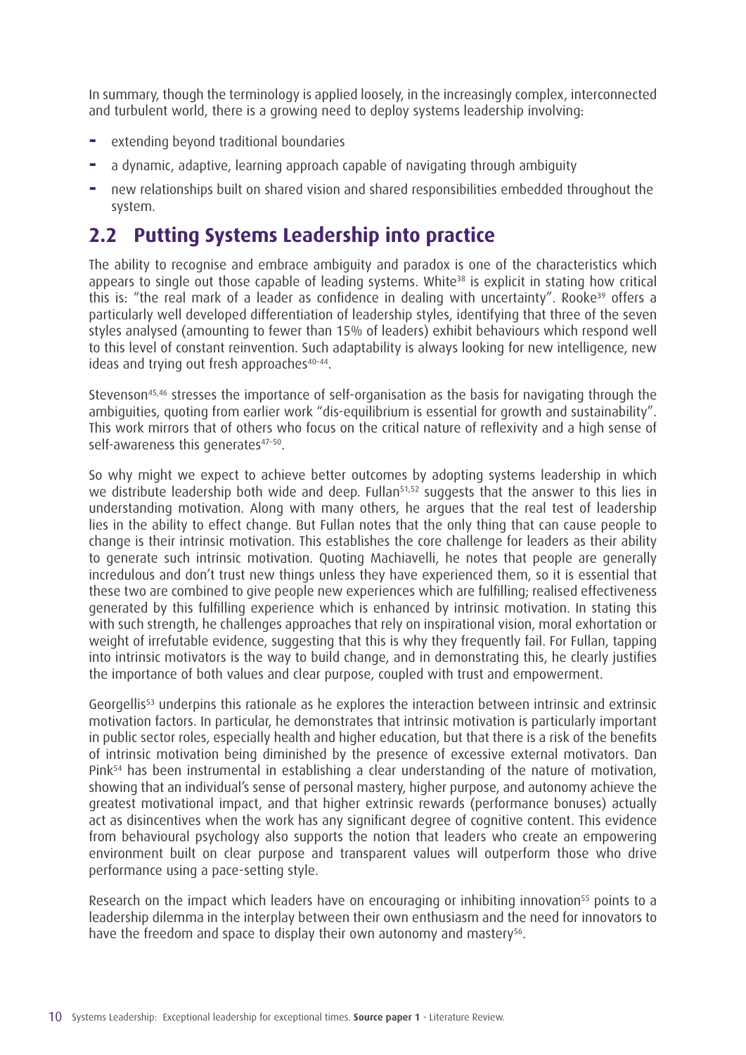In summary, though the terminology is applied loosely, in the increasingly complex, interconnected and turbulent world, there is a growing need to deploy systems leadership involving:

- extending beyond traditional boundaries
- a dynamic, adaptive, learning approach capable of navigating through ambiguity
- new relationships built on shared vision and shared responsibilities embedded throughout the system.

## 2.2 Putting Systems Leadership into practice

The ability to recognise and embrace ambiguity and paradox is one of the characteristics which appears to single out those capable of leading systems. White[38] is explicit in stating how critical this is: "the real mark of a leader as confidence in dealing with uncertainty". Rooke[39] offers a particularly well developed differentiation of leadership styles, identifying that three of the seven styles analysed (amounting to fewer than 15% of leaders) exhibit behaviours which respond well to this level of constant reinvention. Such adaptability is always looking for new intelligence, new ideas and trying out fresh approaches[40–44].

Stevenson[45,46] stresses the importance of self-organisation as the basis for navigating through the ambiguities, quoting from earlier work "dis-equilibrium is essential for growth and sustainability". This work mirrors that of others who focus on the critical nature of reflexivity and a high sense of self-awareness this generates[47–50].

So why might we expect to achieve better outcomes by adopting systems leadership in which we distribute leadership both wide and deep. Fullan[51,52] suggests that the answer to this lies in understanding motivation. Along with many others, he argues that the real test of leadership lies in the ability to effect change. But Fullan notes that the only thing that can cause people to change is their intrinsic motivation. This establishes the core challenge for leaders as their ability to generate such intrinsic motivation. Quoting Machiavelli, he notes that people are generally incredulous and don't trust new things unless they have experienced them, so it is essential that these two are combined to give people new experiences which are fulfilling; realised effectiveness generated by this fulfilling experience which is enhanced by intrinsic motivation. In stating this with such strength, he challenges approaches that rely on inspirational vision, moral exhortation or weight of irrefutable evidence, suggesting that this is why they frequently fail. For Fullan, tapping into intrinsic motivators is the way to build change, and in demonstrating this, he clearly justifies the importance of both values and clear purpose, coupled with trust and empowerment.

Georgellis[53] underpins this rationale as he explores the interaction between intrinsic and extrinsic motivation factors. In particular, he demonstrates that intrinsic motivation is particularly important in public sector roles, especially health and higher education, but that there is a risk of the benefits of intrinsic motivation being diminished by the presence of excessive external motivators. Dan Pink[54] has been instrumental in establishing a clear understanding of the nature of motivation, showing that an individual's sense of personal mastery, higher purpose, and autonomy achieve the greatest motivational impact, and that higher extrinsic rewards (performance bonuses) actually act as disincentives when the work has any significant degree of cognitive content. This evidence from behavioural psychology also supports the notion that leaders who create an empowering environment built on clear purpose and transparent values will outperform those who drive performance using a pace-setting style.

Research on the impact which leaders have on encouraging or inhibiting innovation[55] points to a leadership dilemma in the interplay between their own enthusiasm and the need for innovators to have the freedom and space to display their own autonomy and mastery[56].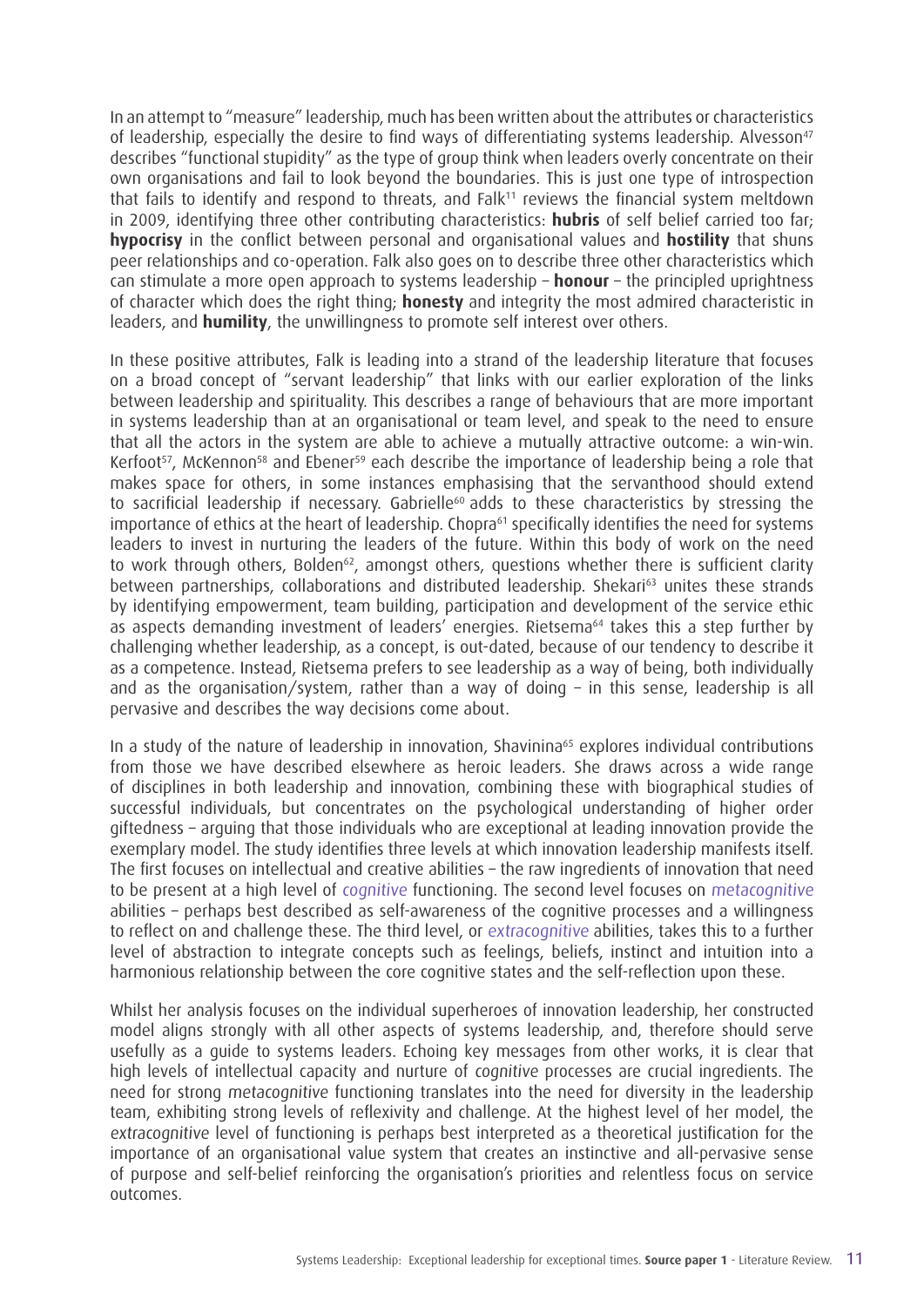In an attempt to "measure" leadership, much has been written about the attributes or characteristics of leadership, especially the desire to find ways of differentiating systems leadership. Alvesson[47] describes "functional stupidity" as the type of group think when leaders overly concentrate on their own organisations and fail to look beyond the boundaries. This is just one type of introspection that fails to identify and respond to threats, and Falk[11] reviews the financial system meltdown in 2009, identifying three other contributing characteristics: **hubris** of self belief carried too far; **hypocrisy** in the conflict between personal and organisational values and **hostility** that shuns peer relationships and co-operation. Falk also goes on to describe three other characteristics which can stimulate a more open approach to systems leadership – **honour** – the principled uprightness of character which does the right thing; **honesty** and integrity the most admired characteristic in leaders, and **humility**, the unwillingness to promote self interest over others.

In these positive attributes, Falk is leading into a strand of the leadership literature that focuses on a broad concept of "servant leadership" that links with our earlier exploration of the links between leadership and spirituality. This describes a range of behaviours that are more important in systems leadership than at an organisational or team level, and speak to the need to ensure that all the actors in the system are able to achieve a mutually attractive outcome: a win-win. Kerfoot[57], McKennon[58] and Ebener[59] each describe the importance of leadership being a role that makes space for others, in some instances emphasising that the servanthood should extend to sacrificial leadership if necessary. Gabrielle[60] adds to these characteristics by stressing the importance of ethics at the heart of leadership. Chopra[61] specifically identifies the need for systems leaders to invest in nurturing the leaders of the future. Within this body of work on the need to work through others, Bolden[62], amongst others, questions whether there is sufficient clarity between partnerships, collaborations and distributed leadership. Shekari[63] unites these strands by identifying empowerment, team building, participation and development of the service ethic as aspects demanding investment of leaders' energies. Rietsema[64] takes this a step further by challenging whether leadership, as a concept, is out-dated, because of our tendency to describe it as a competence. Instead, Rietsema prefers to see leadership as a way of being, both individually and as the organisation/system, rather than a way of doing – in this sense, leadership is all pervasive and describes the way decisions come about.

In a study of the nature of leadership in innovation, Shavinina[65] explores individual contributions from those we have described elsewhere as heroic leaders. She draws across a wide range of disciplines in both leadership and innovation, combining these with biographical studies of successful individuals, but concentrates on the psychological understanding of higher order giftedness – arguing that those individuals who are exceptional at leading innovation provide the exemplary model. The study identifies three levels at which innovation leadership manifests itself. The first focuses on intellectual and creative abilities – the raw ingredients of innovation that need to be present at a high level of *cognitive* functioning. The second level focuses on *metacognitive* abilities – perhaps best described as self-awareness of the cognitive processes and a willingness to reflect on and challenge these. The third level, or *extracognitive* abilities, takes this to a further level of abstraction to integrate concepts such as feelings, beliefs, instinct and intuition into a harmonious relationship between the core cognitive states and the self-reflection upon these.

Whilst her analysis focuses on the individual superheroes of innovation leadership, her constructed model aligns strongly with all other aspects of systems leadership, and, therefore should serve usefully as a guide to systems leaders. Echoing key messages from other works, it is clear that high levels of intellectual capacity and nurture of *cognitive* processes are crucial ingredients. The need for strong *metacognitive* functioning translates into the need for diversity in the leadership team, exhibiting strong levels of reflexivity and challenge. At the highest level of her model, the *extracognitive* level of functioning is perhaps best interpreted as a theoretical justification for the importance of an organisational value system that creates an instinctive and all-pervasive sense of purpose and self-belief reinforcing the organisation's priorities and relentless focus on service outcomes.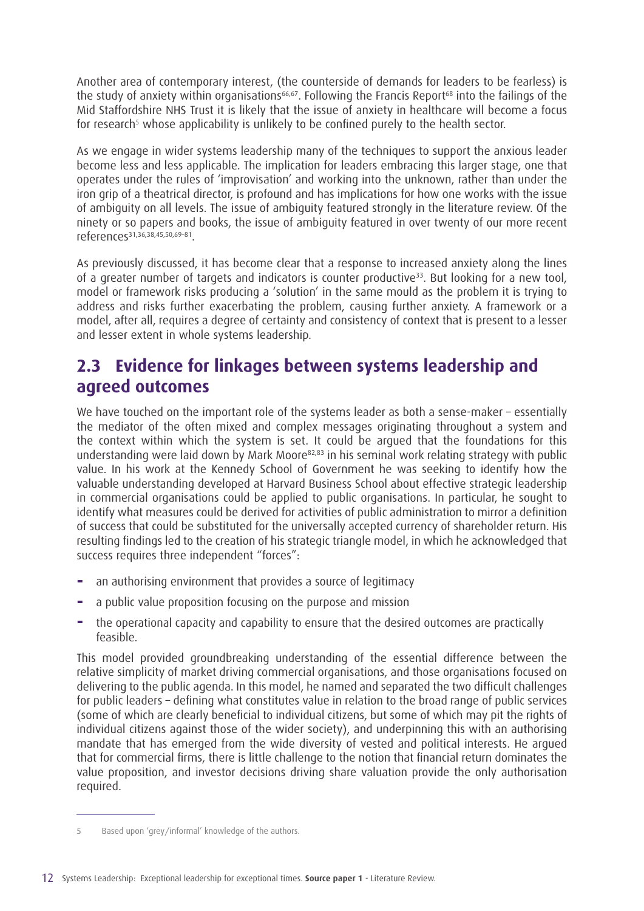Another area of contemporary interest, (the counterside of demands for leaders to be fearless) is the study of anxiety within organisations[66,67]. Following the Francis Report[68] into the failings of the Mid Staffordshire NHS Trust it is likely that the issue of anxiety in healthcare will become a focus for research[5] whose applicability is unlikely to be confined purely to the health sector.

As we engage in wider systems leadership many of the techniques to support the anxious leader become less and less applicable. The implication for leaders embracing this larger stage, one that operates under the rules of 'improvisation' and working into the unknown, rather than under the iron grip of a theatrical director, is profound and has implications for how one works with the issue of ambiguity on all levels. The issue of ambiguity featured strongly in the literature review. Of the ninety or so papers and books, the issue of ambiguity featured in over twenty of our more recent references[31,36,38,45,50,69–81].

As previously discussed, it has become clear that a response to increased anxiety along the lines of a greater number of targets and indicators is counter productive[33]. But looking for a new tool, model or framework risks producing a 'solution' in the same mould as the problem it is trying to address and risks further exacerbating the problem, causing further anxiety. A framework or a model, after all, requires a degree of certainty and consistency of context that is present to a lesser and lesser extent in whole systems leadership.

## 2.3 Evidence for linkages between systems leadership and agreed outcomes

We have touched on the important role of the systems leader as both a sense-maker – essentially the mediator of the often mixed and complex messages originating throughout a system and the context within which the system is set. It could be argued that the foundations for this understanding were laid down by Mark Moore[82,83] in his seminal work relating strategy with public value. In his work at the Kennedy School of Government he was seeking to identify how the valuable understanding developed at Harvard Business School about effective strategic leadership in commercial organisations could be applied to public organisations. In particular, he sought to identify what measures could be derived for activities of public administration to mirror a definition of success that could be substituted for the universally accepted currency of shareholder return. His resulting findings led to the creation of his strategic triangle model, in which he acknowledged that success requires three independent "forces":

- an authorising environment that provides a source of legitimacy
- a public value proposition focusing on the purpose and mission
- the operational capacity and capability to ensure that the desired outcomes are practically feasible.

This model provided groundbreaking understanding of the essential difference between the relative simplicity of market driving commercial organisations, and those organisations focused on delivering to the public agenda. In this model, he named and separated the two difficult challenges for public leaders – defining what constitutes value in relation to the broad range of public services (some of which are clearly beneficial to individual citizens, but some of which may pit the rights of individual citizens against those of the wider society), and underpinning this with an authorising mandate that has emerged from the wide diversity of vested and political interests. He argued that for commercial firms, there is little challenge to the notion that financial return dominates the value proposition, and investor decisions driving share valuation provide the only authorisation required.

---

5 Based upon 'grey/informal' knowledge of the authors.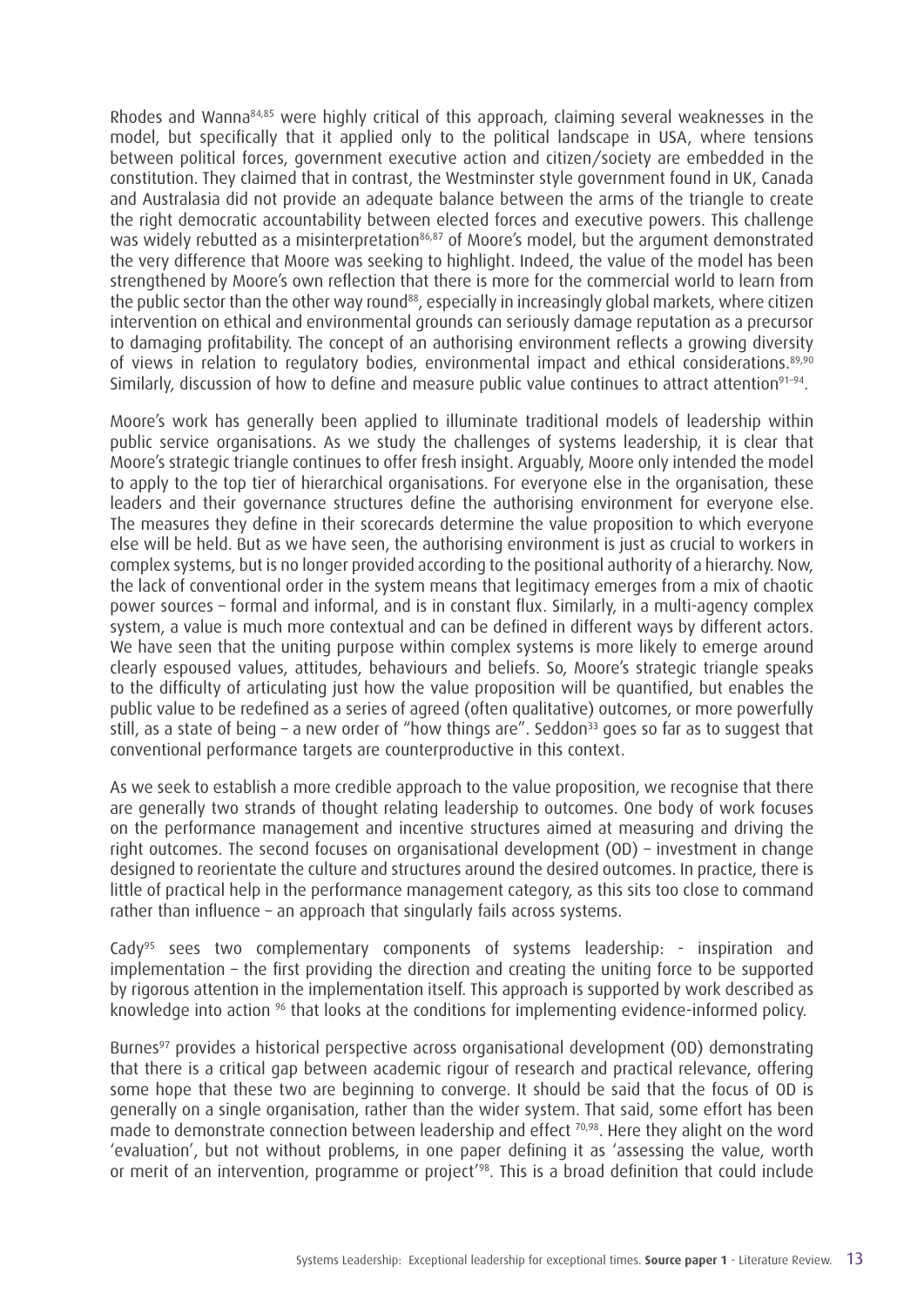Rhodes and Wanna[84,85] were highly critical of this approach, claiming several weaknesses in the model, but specifically that it applied only to the political landscape in USA, where tensions between political forces, government executive action and citizen/society are embedded in the constitution. They claimed that in contrast, the Westminster style government found in UK, Canada and Australasia did not provide an adequate balance between the arms of the triangle to create the right democratic accountability between elected forces and executive powers. This challenge was widely rebutted as a misinterpretation[86,87] of Moore's model, but the argument demonstrated the very difference that Moore was seeking to highlight. Indeed, the value of the model has been strengthened by Moore's own reflection that there is more for the commercial world to learn from the public sector than the other way round[88], especially in increasingly global markets, where citizen intervention on ethical and environmental grounds can seriously damage reputation as a precursor to damaging profitability. The concept of an authorising environment reflects a growing diversity of views in relation to regulatory bodies, environmental impact and ethical considerations.[89,90] Similarly, discussion of how to define and measure public value continues to attract attention[91–94].

Moore's work has generally been applied to illuminate traditional models of leadership within public service organisations. As we study the challenges of systems leadership, it is clear that Moore's strategic triangle continues to offer fresh insight. Arguably, Moore only intended the model to apply to the top tier of hierarchical organisations. For everyone else in the organisation, these leaders and their governance structures define the authorising environment for everyone else. The measures they define in their scorecards determine the value proposition to which everyone else will be held. But as we have seen, the authorising environment is just as crucial to workers in complex systems, but is no longer provided according to the positional authority of a hierarchy. Now, the lack of conventional order in the system means that legitimacy emerges from a mix of chaotic power sources – formal and informal, and is in constant flux. Similarly, in a multi-agency complex system, a value is much more contextual and can be defined in different ways by different actors. We have seen that the uniting purpose within complex systems is more likely to emerge around clearly espoused values, attitudes, behaviours and beliefs. So, Moore's strategic triangle speaks to the difficulty of articulating just how the value proposition will be quantified, but enables the public value to be redefined as a series of agreed (often qualitative) outcomes, or more powerfully still, as a state of being – a new order of "how things are". Seddon[33] goes so far as to suggest that conventional performance targets are counterproductive in this context.

As we seek to establish a more credible approach to the value proposition, we recognise that there are generally two strands of thought relating leadership to outcomes. One body of work focuses on the performance management and incentive structures aimed at measuring and driving the right outcomes. The second focuses on organisational development (OD) – investment in change designed to reorientate the culture and structures around the desired outcomes. In practice, there is little of practical help in the performance management category, as this sits too close to command rather than influence – an approach that singularly fails across systems.

Cady[95] sees two complementary components of systems leadership: - inspiration and implementation – the first providing the direction and creating the uniting force to be supported by rigorous attention in the implementation itself. This approach is supported by work described as knowledge into action [96] that looks at the conditions for implementing evidence-informed policy.

Burnes[97] provides a historical perspective across organisational development (OD) demonstrating that there is a critical gap between academic rigour of research and practical relevance, offering some hope that these two are beginning to converge. It should be said that the focus of OD is generally on a single organisation, rather than the wider system. That said, some effort has been made to demonstrate connection between leadership and effect [70,98]. Here they alight on the word 'evaluation', but not without problems, in one paper defining it as 'assessing the value, worth or merit of an intervention, programme or project'[98]. This is a broad definition that could include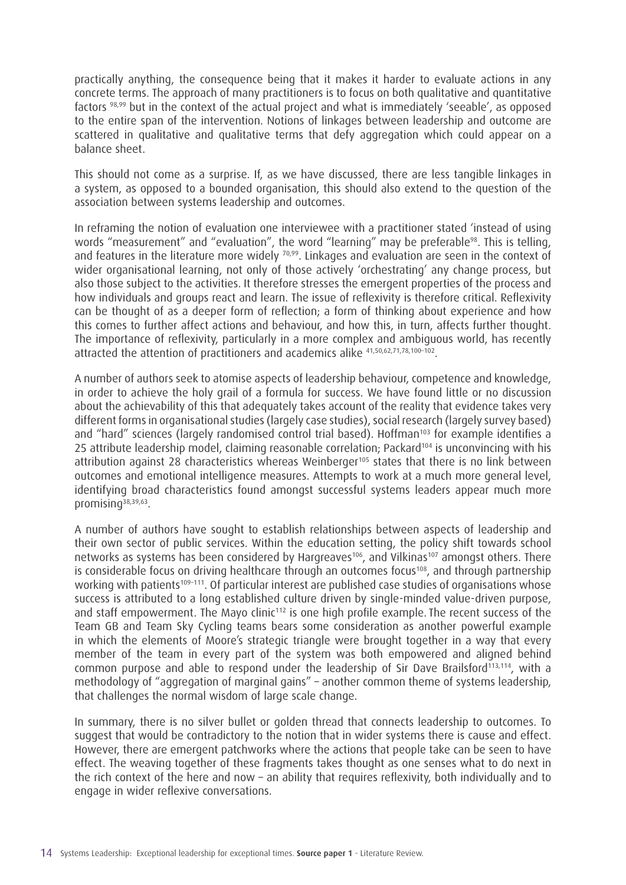practically anything, the consequence being that it makes it harder to evaluate actions in any concrete terms. The approach of many practitioners is to focus on both qualitative and quantitative factors [98,99] but in the context of the actual project and what is immediately 'seeable', as opposed to the entire span of the intervention. Notions of linkages between leadership and outcome are scattered in qualitative and qualitative terms that defy aggregation which could appear on a balance sheet.

This should not come as a surprise. If, as we have discussed, there are less tangible linkages in a system, as opposed to a bounded organisation, this should also extend to the question of the association between systems leadership and outcomes.

In reframing the notion of evaluation one interviewee with a practitioner stated 'instead of using words "measurement" and "evaluation", the word "learning" may be preferable[98]. This is telling, and features in the literature more widely [70,99]. Linkages and evaluation are seen in the context of wider organisational learning, not only of those actively 'orchestrating' any change process, but also those subject to the activities. It therefore stresses the emergent properties of the process and how individuals and groups react and learn. The issue of reflexivity is therefore critical. Reflexivity can be thought of as a deeper form of reflection; a form of thinking about experience and how this comes to further affect actions and behaviour, and how this, in turn, affects further thought. The importance of reflexivity, particularly in a more complex and ambiguous world, has recently attracted the attention of practitioners and academics alike [41,50,62,71,78,100–102].

A number of authors seek to atomise aspects of leadership behaviour, competence and knowledge, in order to achieve the holy grail of a formula for success. We have found little or no discussion about the achievability of this that adequately takes account of the reality that evidence takes very different forms in organisational studies (largely case studies), social research (largely survey based) and "hard" sciences (largely randomised control trial based). Hoffman[103] for example identifies a 25 attribute leadership model, claiming reasonable correlation; Packard[104] is unconvincing with his attribution against 28 characteristics whereas Weinberger[105] states that there is no link between outcomes and emotional intelligence measures. Attempts to work at a much more general level, identifying broad characteristics found amongst successful systems leaders appear much more promising[38,39,63].

A number of authors have sought to establish relationships between aspects of leadership and their own sector of public services. Within the education setting, the policy shift towards school networks as systems has been considered by Hargreaves[106], and Vilkinas[107] amongst others. There is considerable focus on driving healthcare through an outcomes focus[108], and through partnership working with patients[109–111]. Of particular interest are published case studies of organisations whose success is attributed to a long established culture driven by single-minded value-driven purpose, and staff empowerment. The Mayo clinic[112] is one high profile example. The recent success of the Team GB and Team Sky Cycling teams bears some consideration as another powerful example in which the elements of Moore's strategic triangle were brought together in a way that every member of the team in every part of the system was both empowered and aligned behind common purpose and able to respond under the leadership of Sir Dave Brailsford[113,114], with a methodology of "aggregation of marginal gains" – another common theme of systems leadership, that challenges the normal wisdom of large scale change.

In summary, there is no silver bullet or golden thread that connects leadership to outcomes. To suggest that would be contradictory to the notion that in wider systems there is cause and effect. However, there are emergent patchworks where the actions that people take can be seen to have effect. The weaving together of these fragments takes thought as one senses what to do next in the rich context of the here and now – an ability that requires reflexivity, both individually and to engage in wider reflexive conversations.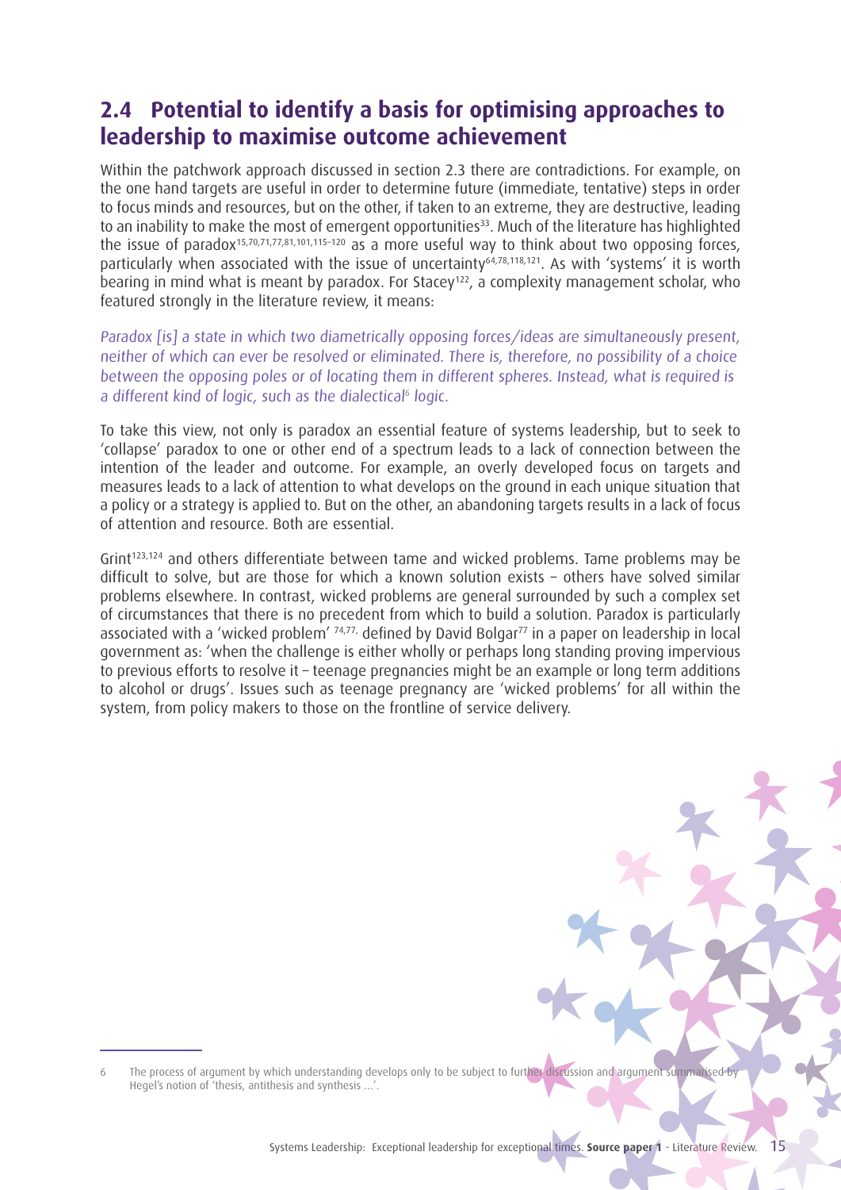## 2.4 Potential to identify a basis for optimising approaches to leadership to maximise outcome achievement

Within the patchwork approach discussed in section 2.3 there are contradictions. For example, on the one hand targets are useful in order to determine future (immediate, tentative) steps in order to focus minds and resources, but on the other, if taken to an extreme, they are destructive, leading to an inability to make the most of emergent opportunities[33]. Much of the literature has highlighted the issue of paradox[15,70,71,77,81,101,115–120] as a more useful way to think about two opposing forces, particularly when associated with the issue of uncertainty[64,78,118,121]. As with 'systems' it is worth bearing in mind what is meant by paradox. For Stacey[122], a complexity management scholar, who featured strongly in the literature review, it means:

*Paradox [is] a state in which two diametrically opposing forces/ideas are simultaneously present, neither of which can ever be resolved or eliminated. There is, therefore, no possibility of a choice between the opposing poles or of locating them in different spheres. Instead, what is required is a different kind of logic, such as the dialectical[6] logic.*

To take this view, not only is paradox an essential feature of systems leadership, but to seek to 'collapse' paradox to one or other end of a spectrum leads to a lack of connection between the intention of the leader and outcome. For example, an overly developed focus on targets and measures leads to a lack of attention to what develops on the ground in each unique situation that a policy or a strategy is applied to. But on the other, an abandoning targets results in a lack of focus of attention and resource. Both are essential.

Grint[123,124] and others differentiate between tame and wicked problems. Tame problems may be difficult to solve, but are those for which a known solution exists – others have solved similar problems elsewhere. In contrast, wicked problems are general surrounded by such a complex set of circumstances that there is no precedent from which to build a solution. Paradox is particularly associated with a 'wicked problem' [74,77,] defined by David Bolgar[77] in a paper on leadership in local government as: 'when the challenge is either wholly or perhaps long standing proving impervious to previous efforts to resolve it – teenage pregnancies might be an example or long term additions to alcohol or drugs'. Issues such as teenage pregnancy are 'wicked problems' for all within the system, from policy makers to those on the frontline of service delivery.

---

6 The process of argument by which understanding develops only to be subject to further discussion and argument summarised by Hegel's notion of 'thesis, antithesis and synthesis ...'.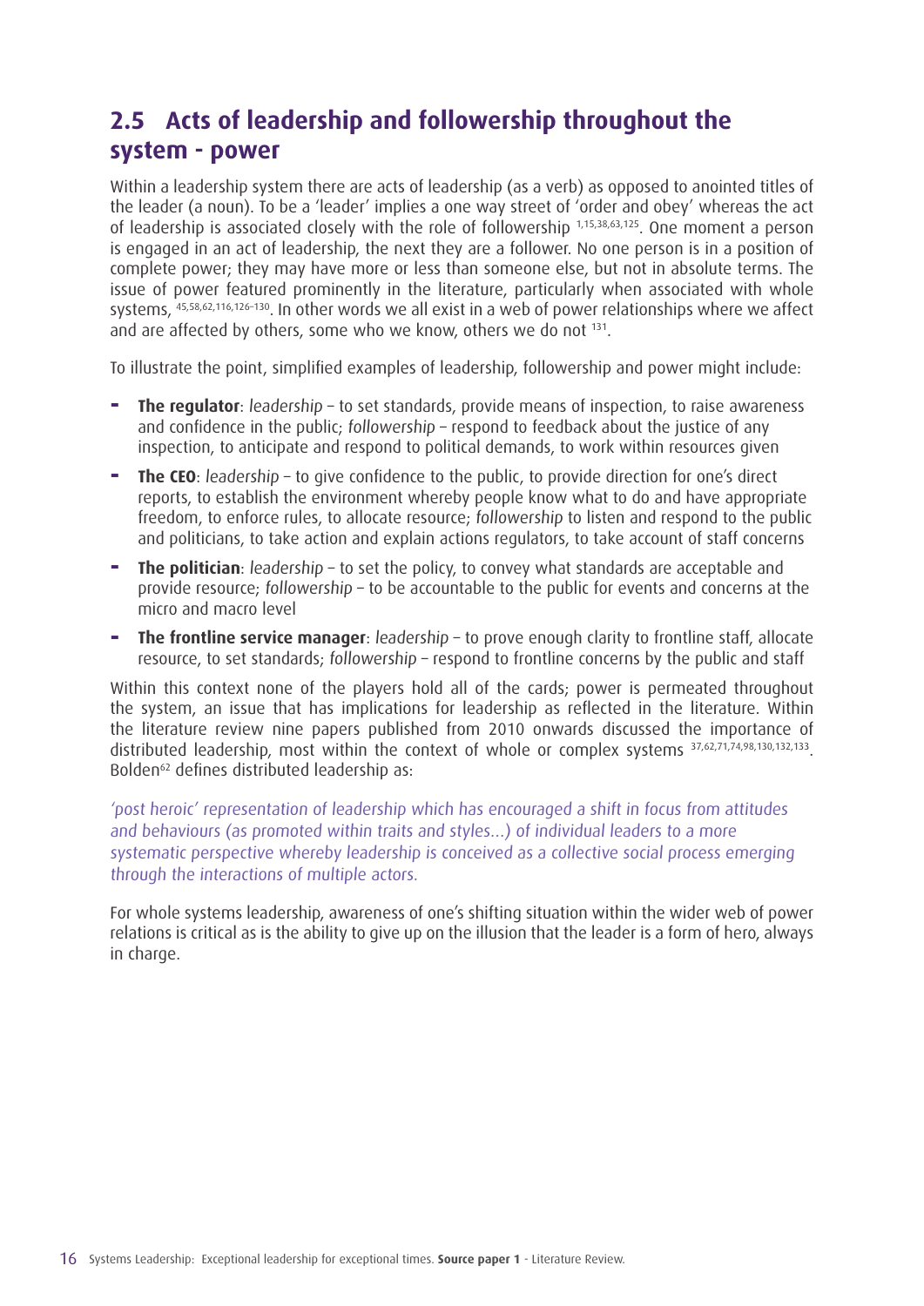## 2.5 Acts of leadership and followership throughout the system - power

Within a leadership system there are acts of leadership (as a verb) as opposed to anointed titles of the leader (a noun). To be a 'leader' implies a one way street of 'order and obey' whereas the act of leadership is associated closely with the role of followership [1,15,38,63,125]. One moment a person is engaged in an act of leadership, the next they are a follower. No one person is in a position of complete power; they may have more or less than someone else, but not in absolute terms. The issue of power featured prominently in the literature, particularly when associated with whole systems, [45,58,62,116,126–130]. In other words we all exist in a web of power relationships where we affect and are affected by others, some who we know, others we do not [131].

To illustrate the point, simplified examples of leadership, followership and power might include:

- **The regulator**: *leadership* – to set standards, provide means of inspection, to raise awareness and confidence in the public; *followership* – respond to feedback about the justice of any inspection, to anticipate and respond to political demands, to work within resources given
- **The CEO**: *leadership* – to give confidence to the public, to provide direction for one's direct reports, to establish the environment whereby people know what to do and have appropriate freedom, to enforce rules, to allocate resource; *followership* to listen and respond to the public and politicians, to take action and explain actions regulators, to take account of staff concerns
- **The politician**: *leadership* – to set the policy, to convey what standards are acceptable and provide resource; *followership* – to be accountable to the public for events and concerns at the micro and macro level
- **The frontline service manager**: *leadership* – to prove enough clarity to frontline staff, allocate resource, to set standards; *followership* – respond to frontline concerns by the public and staff

Within this context none of the players hold all of the cards; power is permeated throughout the system, an issue that has implications for leadership as reflected in the literature. Within the literature review nine papers published from 2010 onwards discussed the importance of distributed leadership, most within the context of whole or complex systems [37,62,71,74,98,130,132,133]. Bolden[62] defines distributed leadership as:

*'post heroic' representation of leadership which has encouraged a shift in focus from attitudes and behaviours (as promoted within traits and styles...) of individual leaders to a more systematic perspective whereby leadership is conceived as a collective social process emerging through the interactions of multiple actors.*

For whole systems leadership, awareness of one's shifting situation within the wider web of power relations is critical as is the ability to give up on the illusion that the leader is a form of hero, always in charge.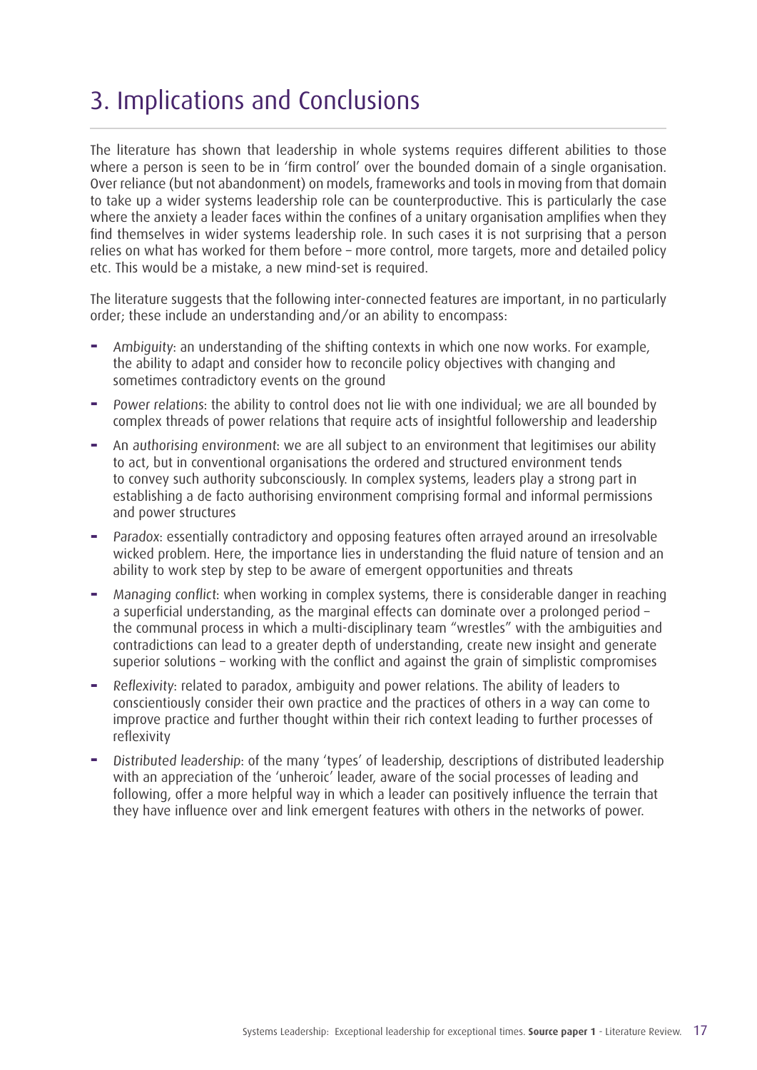# 3. Implications and Conclusions

The literature has shown that leadership in whole systems requires different abilities to those where a person is seen to be in 'firm control' over the bounded domain of a single organisation. Over reliance (but not abandonment) on models, frameworks and tools in moving from that domain to take up a wider systems leadership role can be counterproductive. This is particularly the case where the anxiety a leader faces within the confines of a unitary organisation amplifies when they find themselves in wider systems leadership role. In such cases it is not surprising that a person relies on what has worked for them before – more control, more targets, more and detailed policy etc. This would be a mistake, a new mind-set is required.

The literature suggests that the following inter-connected features are important, in no particularly order; these include an understanding and/or an ability to encompass:

- *Ambiguity*: an understanding of the shifting contexts in which one now works. For example, the ability to adapt and consider how to reconcile policy objectives with changing and sometimes contradictory events on the ground
- *Power relations*: the ability to control does not lie with one individual; we are all bounded by complex threads of power relations that require acts of insightful followership and leadership
- An *authorising environment*: we are all subject to an environment that legitimises our ability to act, but in conventional organisations the ordered and structured environment tends to convey such authority subconsciously. In complex systems, leaders play a strong part in establishing a de facto authorising environment comprising formal and informal permissions and power structures
- *Paradox*: essentially contradictory and opposing features often arrayed around an irresolvable wicked problem. Here, the importance lies in understanding the fluid nature of tension and an ability to work step by step to be aware of emergent opportunities and threats
- *Managing conflict*: when working in complex systems, there is considerable danger in reaching a superficial understanding, as the marginal effects can dominate over a prolonged period – the communal process in which a multi-disciplinary team "wrestles" with the ambiguities and contradictions can lead to a greater depth of understanding, create new insight and generate superior solutions – working with the conflict and against the grain of simplistic compromises
- *Reflexivity*: related to paradox, ambiguity and power relations. The ability of leaders to conscientiously consider their own practice and the practices of others in a way can come to improve practice and further thought within their rich context leading to further processes of reflexivity
- *Distributed leadership*: of the many 'types' of leadership, descriptions of distributed leadership with an appreciation of the 'unheroic' leader, aware of the social processes of leading and following, offer a more helpful way in which a leader can positively influence the terrain that they have influence over and link emergent features with others in the networks of power.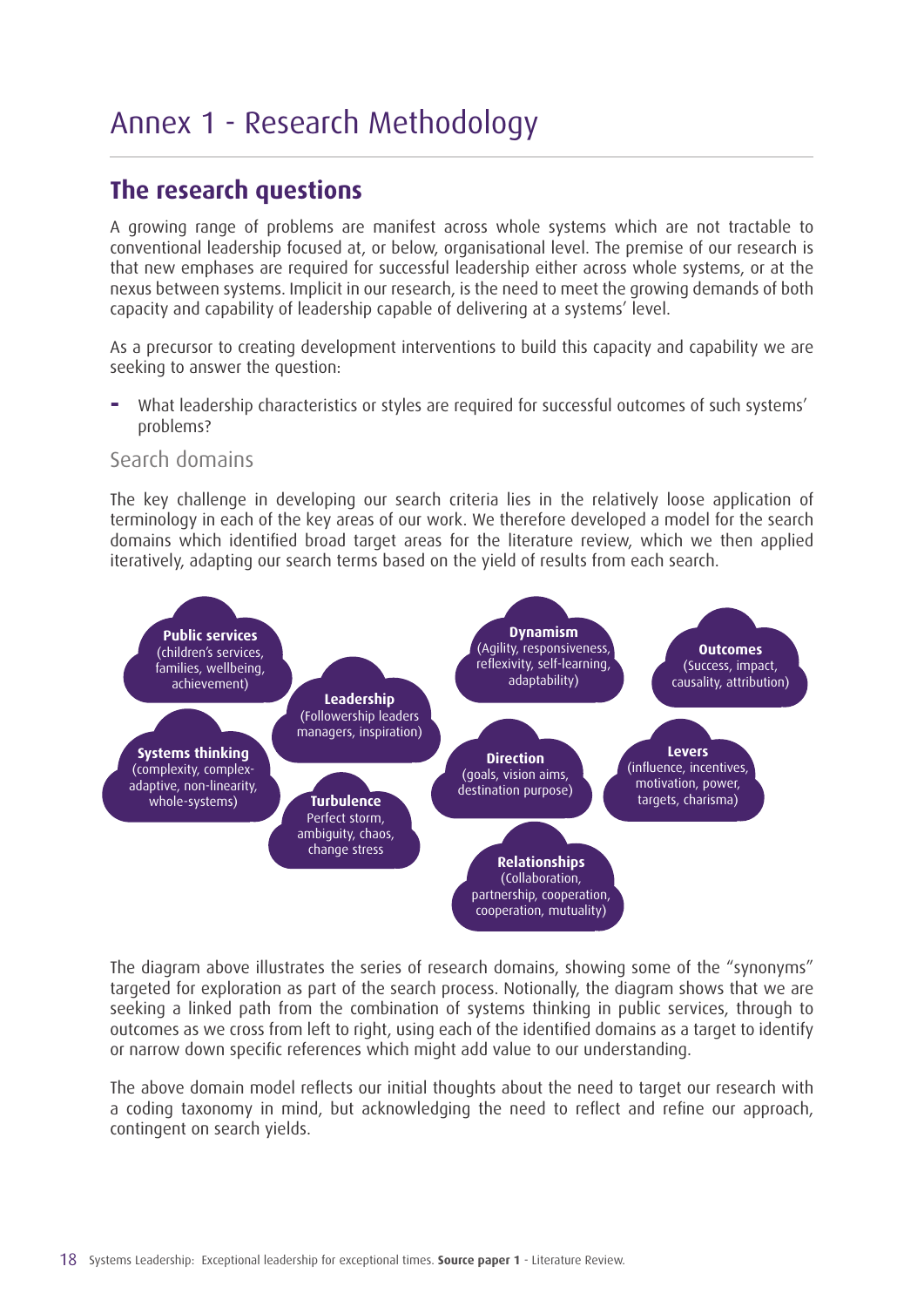# Annex 1 - Research Methodology

## The research questions

A growing range of problems are manifest across whole systems which are not tractable to conventional leadership focused at, or below, organisational level. The premise of our research is that new emphases are required for successful leadership either across whole systems, or at the nexus between systems. Implicit in our research, is the need to meet the growing demands of both capacity and capability of leadership capable of delivering at a systems' level.

As a precursor to creating development interventions to build this capacity and capability we are seeking to answer the question:

- What leadership characteristics or styles are required for successful outcomes of such systems' problems?

### Search domains

The key challenge in developing our search criteria lies in the relatively loose application of terminology in each of the key areas of our work. We therefore developed a model for the search domains which identified broad target areas for the literature review, which we then applied iteratively, adapting our search terms based on the yield of results from each search.

**Public services** (children's services, families, wellbeing, achievement)

**Systems thinking** (complexity, complex-adaptive, non-linearity, whole-systems)

**Leadership** (Followership leaders managers, inspiration)

**Turbulence** Perfect storm, ambiguity, chaos, change stress

**Dynamism** (Agility, responsiveness, reflexivity, self-learning, adaptability)

**Direction** (goals, vision aims, destination purpose)

**Relationships** (Collaboration, partnership, cooperation, cooperation, mutuality)

**Outcomes** (Success, impact, causality, attribution)

**Levers** (influence, incentives, motivation, power, targets, charisma)

The diagram above illustrates the series of research domains, showing some of the "synonyms" targeted for exploration as part of the search process. Notionally, the diagram shows that we are seeking a linked path from the combination of systems thinking in public services, through to outcomes as we cross from left to right, using each of the identified domains as a target to identify or narrow down specific references which might add value to our understanding.

The above domain model reflects our initial thoughts about the need to target our research with a coding taxonomy in mind, but acknowledging the need to reflect and refine our approach, contingent on search yields.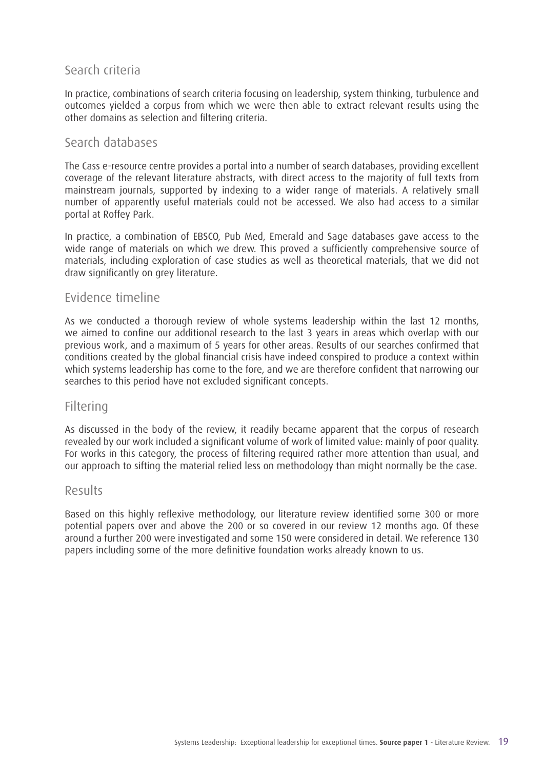## Search criteria

In practice, combinations of search criteria focusing on leadership, system thinking, turbulence and outcomes yielded a corpus from which we were then able to extract relevant results using the other domains as selection and filtering criteria.

## Search databases

The Cass e-resource centre provides a portal into a number of search databases, providing excellent coverage of the relevant literature abstracts, with direct access to the majority of full texts from mainstream journals, supported by indexing to a wider range of materials. A relatively small number of apparently useful materials could not be accessed. We also had access to a similar portal at Roffey Park.

In practice, a combination of EBSCO, Pub Med, Emerald and Sage databases gave access to the wide range of materials on which we drew. This proved a sufficiently comprehensive source of materials, including exploration of case studies as well as theoretical materials, that we did not draw significantly on grey literature.

## Evidence timeline

As we conducted a thorough review of whole systems leadership within the last 12 months, we aimed to confine our additional research to the last 3 years in areas which overlap with our previous work, and a maximum of 5 years for other areas. Results of our searches confirmed that conditions created by the global financial crisis have indeed conspired to produce a context within which systems leadership has come to the fore, and we are therefore confident that narrowing our searches to this period have not excluded significant concepts.

## Filtering

As discussed in the body of the review, it readily became apparent that the corpus of research revealed by our work included a significant volume of work of limited value: mainly of poor quality. For works in this category, the process of filtering required rather more attention than usual, and our approach to sifting the material relied less on methodology than might normally be the case.

## Results

Based on this highly reflexive methodology, our literature review identified some 300 or more potential papers over and above the 200 or so covered in our review 12 months ago. Of these around a further 200 were investigated and some 150 were considered in detail. We reference 130 papers including some of the more definitive foundation works already known to us.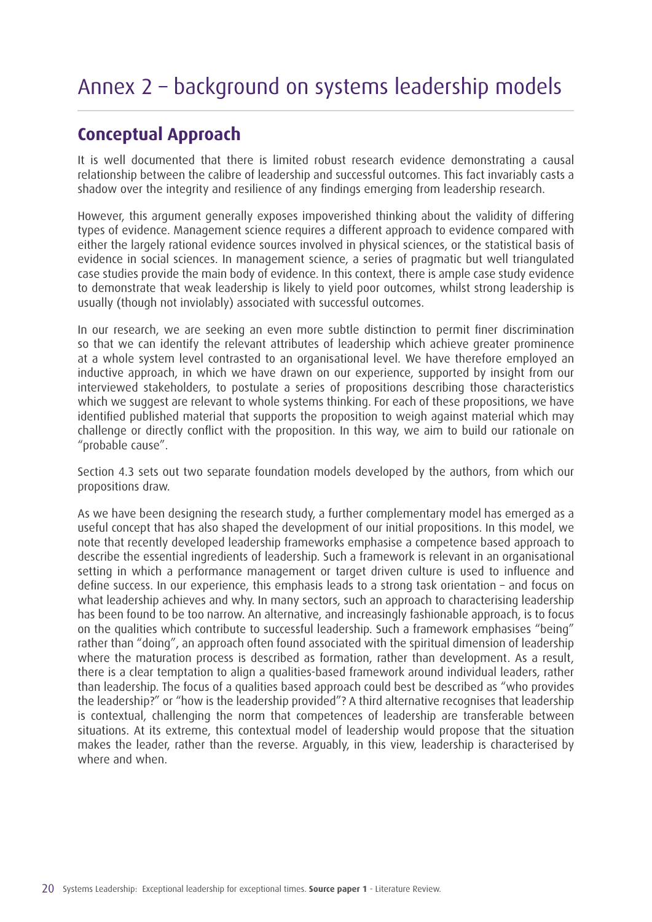# Annex 2 – background on systems leadership models

## Conceptual Approach

It is well documented that there is limited robust research evidence demonstrating a causal relationship between the calibre of leadership and successful outcomes. This fact invariably casts a shadow over the integrity and resilience of any findings emerging from leadership research.

However, this argument generally exposes impoverished thinking about the validity of differing types of evidence. Management science requires a different approach to evidence compared with either the largely rational evidence sources involved in physical sciences, or the statistical basis of evidence in social sciences. In management science, a series of pragmatic but well triangulated case studies provide the main body of evidence. In this context, there is ample case study evidence to demonstrate that weak leadership is likely to yield poor outcomes, whilst strong leadership is usually (though not inviolably) associated with successful outcomes.

In our research, we are seeking an even more subtle distinction to permit finer discrimination so that we can identify the relevant attributes of leadership which achieve greater prominence at a whole system level contrasted to an organisational level. We have therefore employed an inductive approach, in which we have drawn on our experience, supported by insight from our interviewed stakeholders, to postulate a series of propositions describing those characteristics which we suggest are relevant to whole systems thinking. For each of these propositions, we have identified published material that supports the proposition to weigh against material which may challenge or directly conflict with the proposition. In this way, we aim to build our rationale on "probable cause".

Section 4.3 sets out two separate foundation models developed by the authors, from which our propositions draw.

As we have been designing the research study, a further complementary model has emerged as a useful concept that has also shaped the development of our initial propositions. In this model, we note that recently developed leadership frameworks emphasise a competence based approach to describe the essential ingredients of leadership. Such a framework is relevant in an organisational setting in which a performance management or target driven culture is used to influence and define success. In our experience, this emphasis leads to a strong task orientation – and focus on what leadership achieves and why. In many sectors, such an approach to characterising leadership has been found to be too narrow. An alternative, and increasingly fashionable approach, is to focus on the qualities which contribute to successful leadership. Such a framework emphasises "being" rather than "doing", an approach often found associated with the spiritual dimension of leadership where the maturation process is described as formation, rather than development. As a result, there is a clear temptation to align a qualities-based framework around individual leaders, rather than leadership. The focus of a qualities based approach could best be described as "who provides the leadership?" or "how is the leadership provided"? A third alternative recognises that leadership is contextual, challenging the norm that competences of leadership are transferable between situations. At its extreme, this contextual model of leadership would propose that the situation makes the leader, rather than the reverse. Arguably, in this view, leadership is characterised by where and when.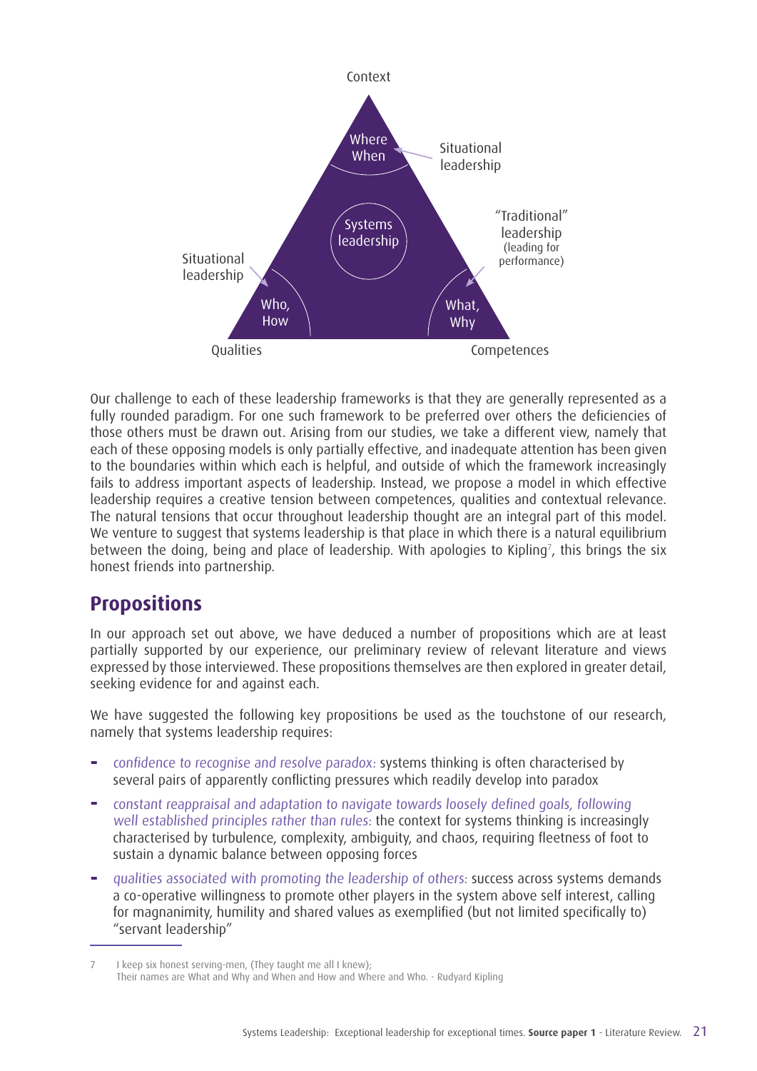Context

Where
When

Situational leadership

Systems leadership

"Traditional" leadership (leading for performance)

Situational leadership

Who,
How

What,
Why

Qualities

Competences

Our challenge to each of these leadership frameworks is that they are generally represented as a fully rounded paradigm. For one such framework to be preferred over others the deficiencies of those others must be drawn out. Arising from our studies, we take a different view, namely that each of these opposing models is only partially effective, and inadequate attention has been given to the boundaries within which each is helpful, and outside of which the framework increasingly fails to address important aspects of leadership. Instead, we propose a model in which effective leadership requires a creative tension between competences, qualities and contextual relevance. The natural tensions that occur throughout leadership thought are an integral part of this model. We venture to suggest that systems leadership is that place in which there is a natural equilibrium between the doing, being and place of leadership. With apologies to Kipling[7], this brings the six honest friends into partnership.

## Propositions

In our approach set out above, we have deduced a number of propositions which are at least partially supported by our experience, our preliminary review of relevant literature and views expressed by those interviewed. These propositions themselves are then explored in greater detail, seeking evidence for and against each.

We have suggested the following key propositions be used as the touchstone of our research, namely that systems leadership requires:

- *confidence to recognise and resolve paradox:* systems thinking is often characterised by several pairs of apparently conflicting pressures which readily develop into paradox
- *constant reappraisal and adaptation to navigate towards loosely defined goals, following well established principles rather than rules:* the context for systems thinking is increasingly characterised by turbulence, complexity, ambiguity, and chaos, requiring fleetness of foot to sustain a dynamic balance between opposing forces
- *qualities associated with promoting the leadership of others:* success across systems demands a co-operative willingness to promote other players in the system above self interest, calling for magnanimity, humility and shared values as exemplified (but not limited specifically to) "servant leadership"

---

7 I keep six honest serving-men, (They taught me all I knew);
Their names are What and Why and When and How and Where and Who. - Rudyard Kipling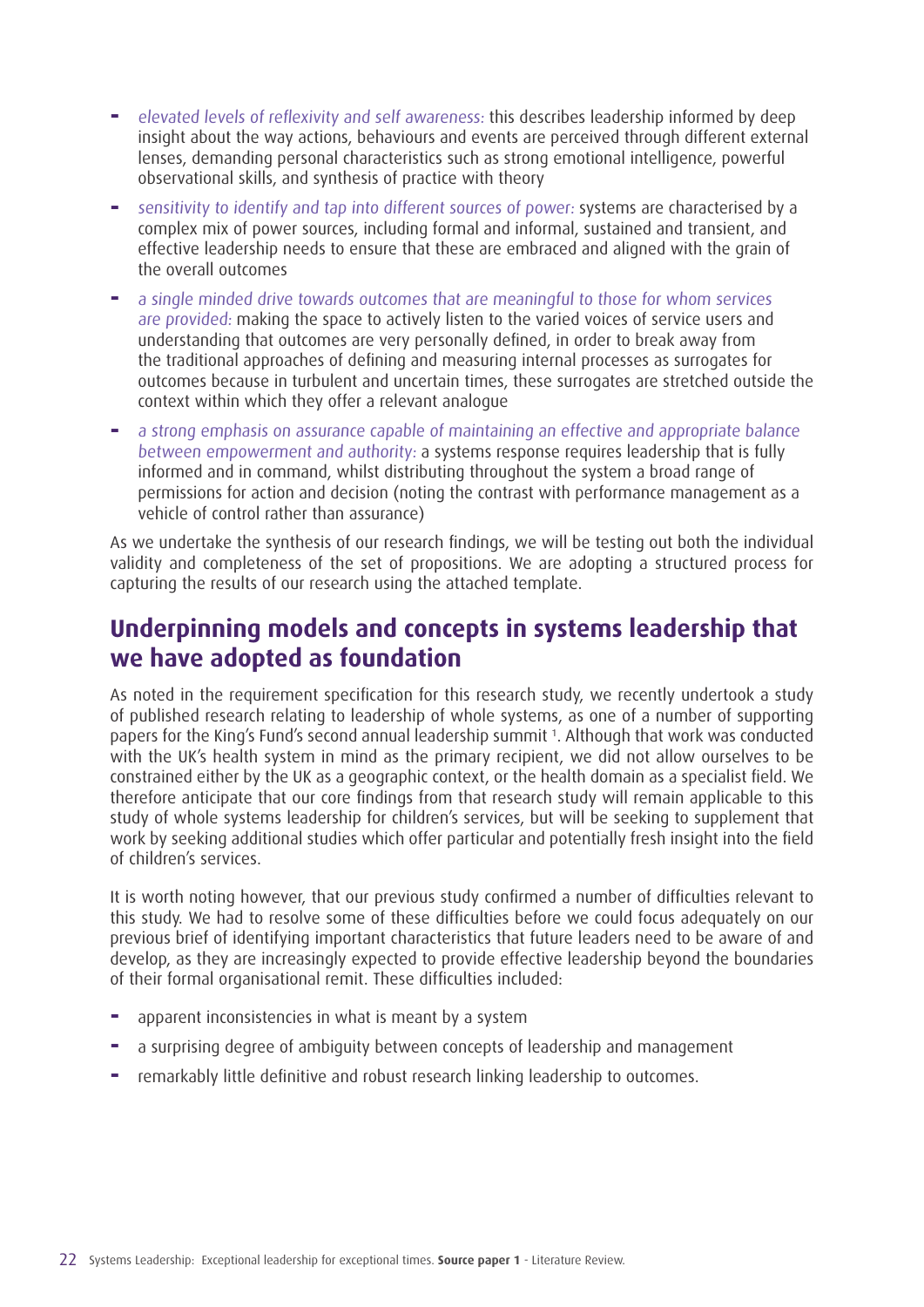- *elevated levels of reflexivity and self awareness:* this describes leadership informed by deep insight about the way actions, behaviours and events are perceived through different external lenses, demanding personal characteristics such as strong emotional intelligence, powerful observational skills, and synthesis of practice with theory
- *sensitivity to identify and tap into different sources of power:* systems are characterised by a complex mix of power sources, including formal and informal, sustained and transient, and effective leadership needs to ensure that these are embraced and aligned with the grain of the overall outcomes
- *a single minded drive towards outcomes that are meaningful to those for whom services are provided:* making the space to actively listen to the varied voices of service users and understanding that outcomes are very personally defined, in order to break away from the traditional approaches of defining and measuring internal processes as surrogates for outcomes because in turbulent and uncertain times, these surrogates are stretched outside the context within which they offer a relevant analogue
- *a strong emphasis on assurance capable of maintaining an effective and appropriate balance between empowerment and authority:* a systems response requires leadership that is fully informed and in command, whilst distributing throughout the system a broad range of permissions for action and decision (noting the contrast with performance management as a vehicle of control rather than assurance)

As we undertake the synthesis of our research findings, we will be testing out both the individual validity and completeness of the set of propositions. We are adopting a structured process for capturing the results of our research using the attached template.

## Underpinning models and concepts in systems leadership that we have adopted as foundation

As noted in the requirement specification for this research study, we recently undertook a study of published research relating to leadership of whole systems, as one of a number of supporting papers for the King's Fund's second annual leadership summit [1]. Although that work was conducted with the UK's health system in mind as the primary recipient, we did not allow ourselves to be constrained either by the UK as a geographic context, or the health domain as a specialist field. We therefore anticipate that our core findings from that research study will remain applicable to this study of whole systems leadership for children's services, but will be seeking to supplement that work by seeking additional studies which offer particular and potentially fresh insight into the field of children's services.

It is worth noting however, that our previous study confirmed a number of difficulties relevant to this study. We had to resolve some of these difficulties before we could focus adequately on our previous brief of identifying important characteristics that future leaders need to be aware of and develop, as they are increasingly expected to provide effective leadership beyond the boundaries of their formal organisational remit. These difficulties included:

- apparent inconsistencies in what is meant by a system
- a surprising degree of ambiguity between concepts of leadership and management
- remarkably little definitive and robust research linking leadership to outcomes.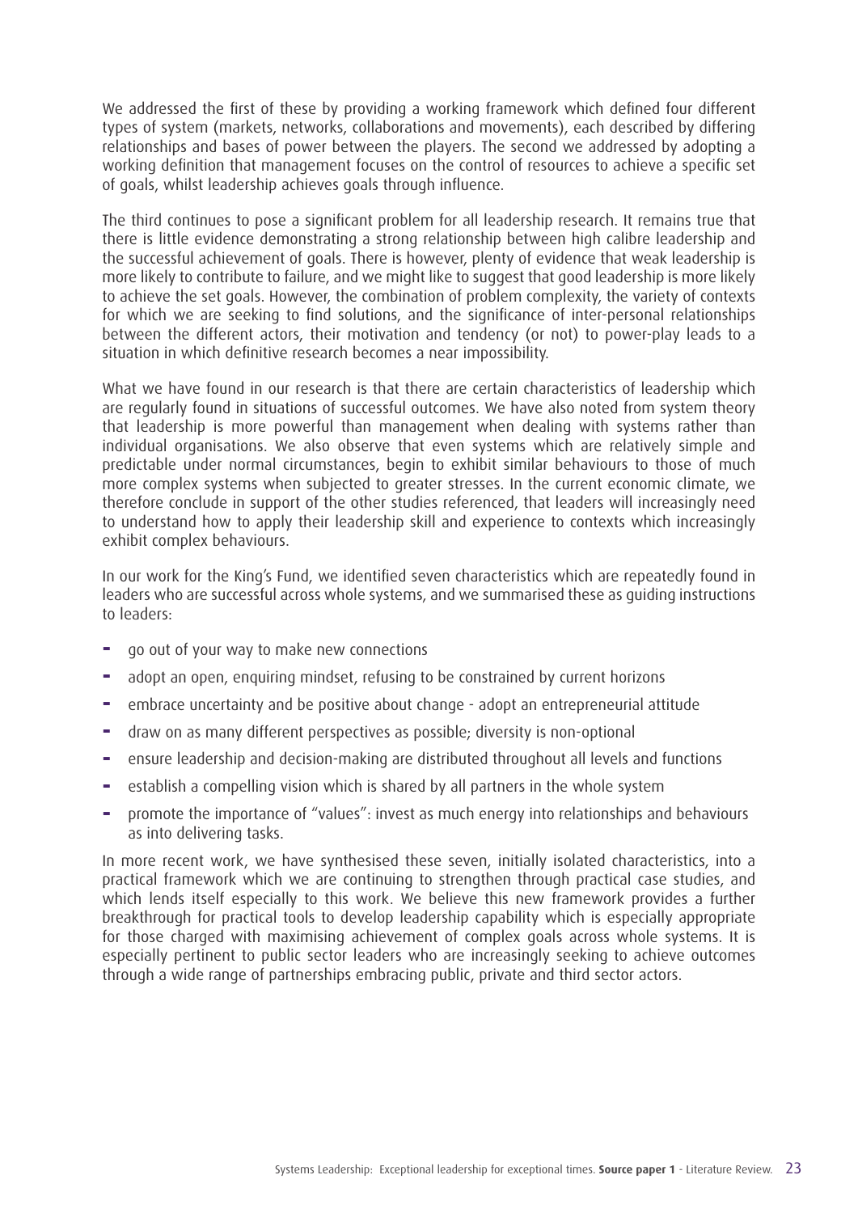We addressed the first of these by providing a working framework which defined four different types of system (markets, networks, collaborations and movements), each described by differing relationships and bases of power between the players. The second we addressed by adopting a working definition that management focuses on the control of resources to achieve a specific set of goals, whilst leadership achieves goals through influence.

The third continues to pose a significant problem for all leadership research. It remains true that there is little evidence demonstrating a strong relationship between high calibre leadership and the successful achievement of goals. There is however, plenty of evidence that weak leadership is more likely to contribute to failure, and we might like to suggest that good leadership is more likely to achieve the set goals. However, the combination of problem complexity, the variety of contexts for which we are seeking to find solutions, and the significance of inter-personal relationships between the different actors, their motivation and tendency (or not) to power-play leads to a situation in which definitive research becomes a near impossibility.

What we have found in our research is that there are certain characteristics of leadership which are regularly found in situations of successful outcomes. We have also noted from system theory that leadership is more powerful than management when dealing with systems rather than individual organisations. We also observe that even systems which are relatively simple and predictable under normal circumstances, begin to exhibit similar behaviours to those of much more complex systems when subjected to greater stresses. In the current economic climate, we therefore conclude in support of the other studies referenced, that leaders will increasingly need to understand how to apply their leadership skill and experience to contexts which increasingly exhibit complex behaviours.

In our work for the King's Fund, we identified seven characteristics which are repeatedly found in leaders who are successful across whole systems, and we summarised these as guiding instructions to leaders:

- go out of your way to make new connections
- adopt an open, enquiring mindset, refusing to be constrained by current horizons
- embrace uncertainty and be positive about change - adopt an entrepreneurial attitude
- draw on as many different perspectives as possible; diversity is non-optional
- ensure leadership and decision-making are distributed throughout all levels and functions
- establish a compelling vision which is shared by all partners in the whole system
- promote the importance of "values": invest as much energy into relationships and behaviours as into delivering tasks.

In more recent work, we have synthesised these seven, initially isolated characteristics, into a practical framework which we are continuing to strengthen through practical case studies, and which lends itself especially to this work. We believe this new framework provides a further breakthrough for practical tools to develop leadership capability which is especially appropriate for those charged with maximising achievement of complex goals across whole systems. It is especially pertinent to public sector leaders who are increasingly seeking to achieve outcomes through a wide range of partnerships embracing public, private and third sector actors.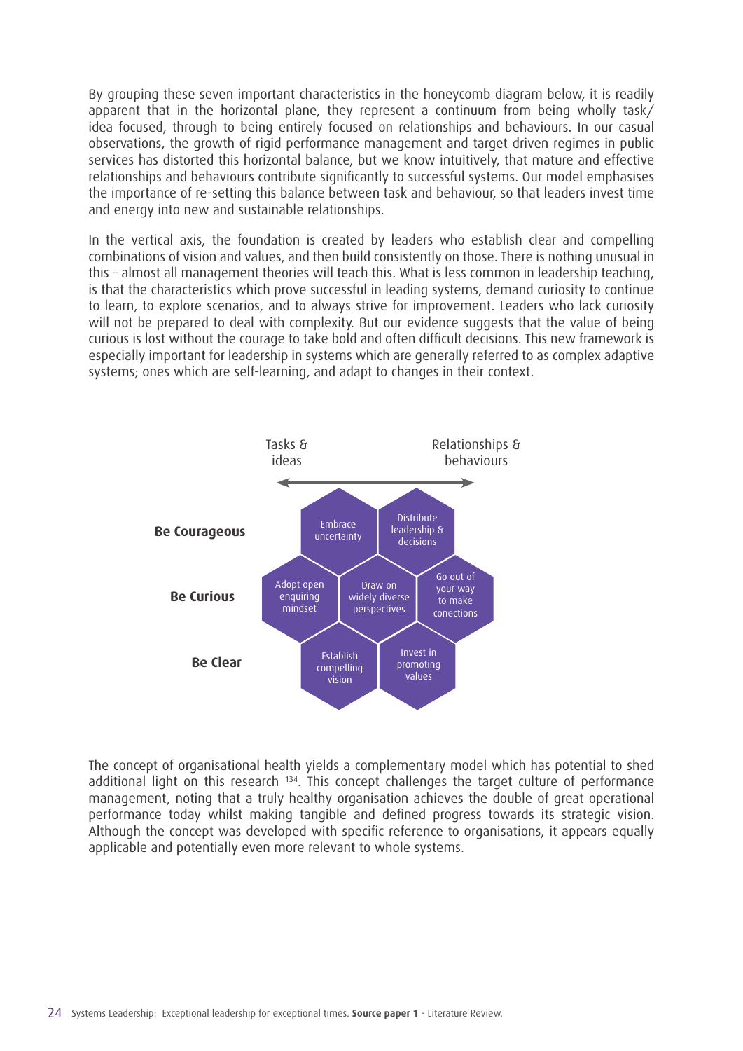By grouping these seven important characteristics in the honeycomb diagram below, it is readily apparent that in the horizontal plane, they represent a continuum from being wholly task/idea focused, through to being entirely focused on relationships and behaviours. In our casual observations, the growth of rigid performance management and target driven regimes in public services has distorted this horizontal balance, but we know intuitively, that mature and effective relationships and behaviours contribute significantly to successful systems. Our model emphasises the importance of re-setting this balance between task and behaviour, so that leaders invest time and energy into new and sustainable relationships.

In the vertical axis, the foundation is created by leaders who establish clear and compelling combinations of vision and values, and then build consistently on those. There is nothing unusual in this – almost all management theories will teach this. What is less common in leadership teaching, is that the characteristics which prove successful in leading systems, demand curiosity to continue to learn, to explore scenarios, and to always strive for improvement. Leaders who lack curiosity will not be prepared to deal with complexity. But our evidence suggests that the value of being curious is lost without the courage to take bold and often difficult decisions. This new framework is especially important for leadership in systems which are generally referred to as complex adaptive systems; ones which are self-learning, and adapt to changes in their context.

Tasks & ideas ⟷ Relationships & behaviours

**Be Courageous**: Embrace uncertainty; Distribute leadership & decisions

**Be Curious**: Adopt open enquiring mindset; Draw on widely diverse perspectives; Go out of your way to make conections

**Be Clear**: Establish compelling vision; Invest in promoting values

The concept of organisational health yields a complementary model which has potential to shed additional light on this research [134]. This concept challenges the target culture of performance management, noting that a truly healthy organisation achieves the double of great operational performance today whilst making tangible and defined progress towards its strategic vision. Although the concept was developed with specific reference to organisations, it appears equally applicable and potentially even more relevant to whole systems.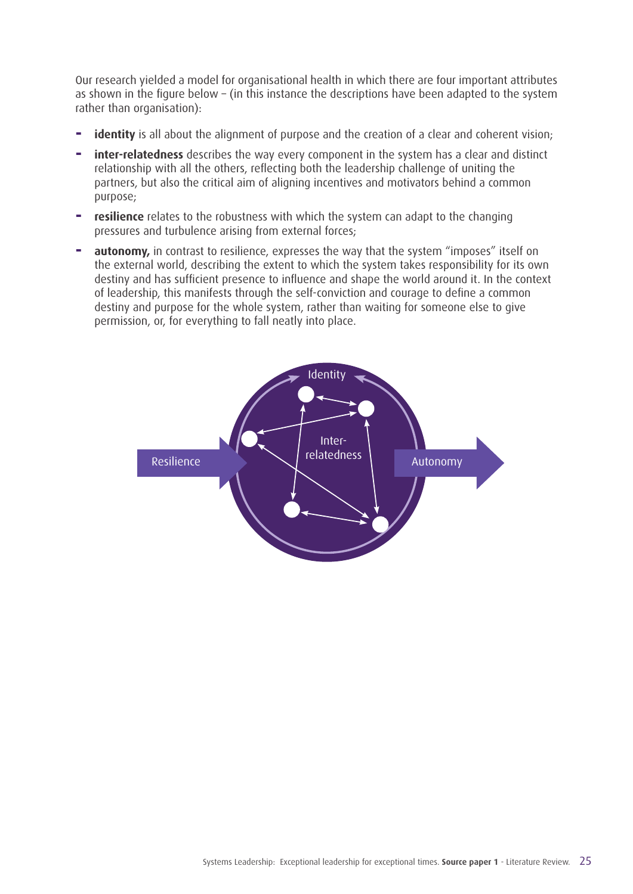Our research yielded a model for organisational health in which there are four important attributes as shown in the figure below – (in this instance the descriptions have been adapted to the system rather than organisation):

- **identity** is all about the alignment of purpose and the creation of a clear and coherent vision;
- **inter-relatedness** describes the way every component in the system has a clear and distinct relationship with all the others, reflecting both the leadership challenge of uniting the partners, but also the critical aim of aligning incentives and motivators behind a common purpose;
- **resilience** relates to the robustness with which the system can adapt to the changing pressures and turbulence arising from external forces;
- **autonomy,** in contrast to resilience, expresses the way that the system "imposes" itself on the external world, describing the extent to which the system takes responsibility for its own destiny and has sufficient presence to influence and shape the world around it. In the context of leadership, this manifests through the self-conviction and courage to define a common destiny and purpose for the whole system, rather than waiting for someone else to give permission, or, for everything to fall neatly into place.

Identity

Inter-relatedness

Resilience

Autonomy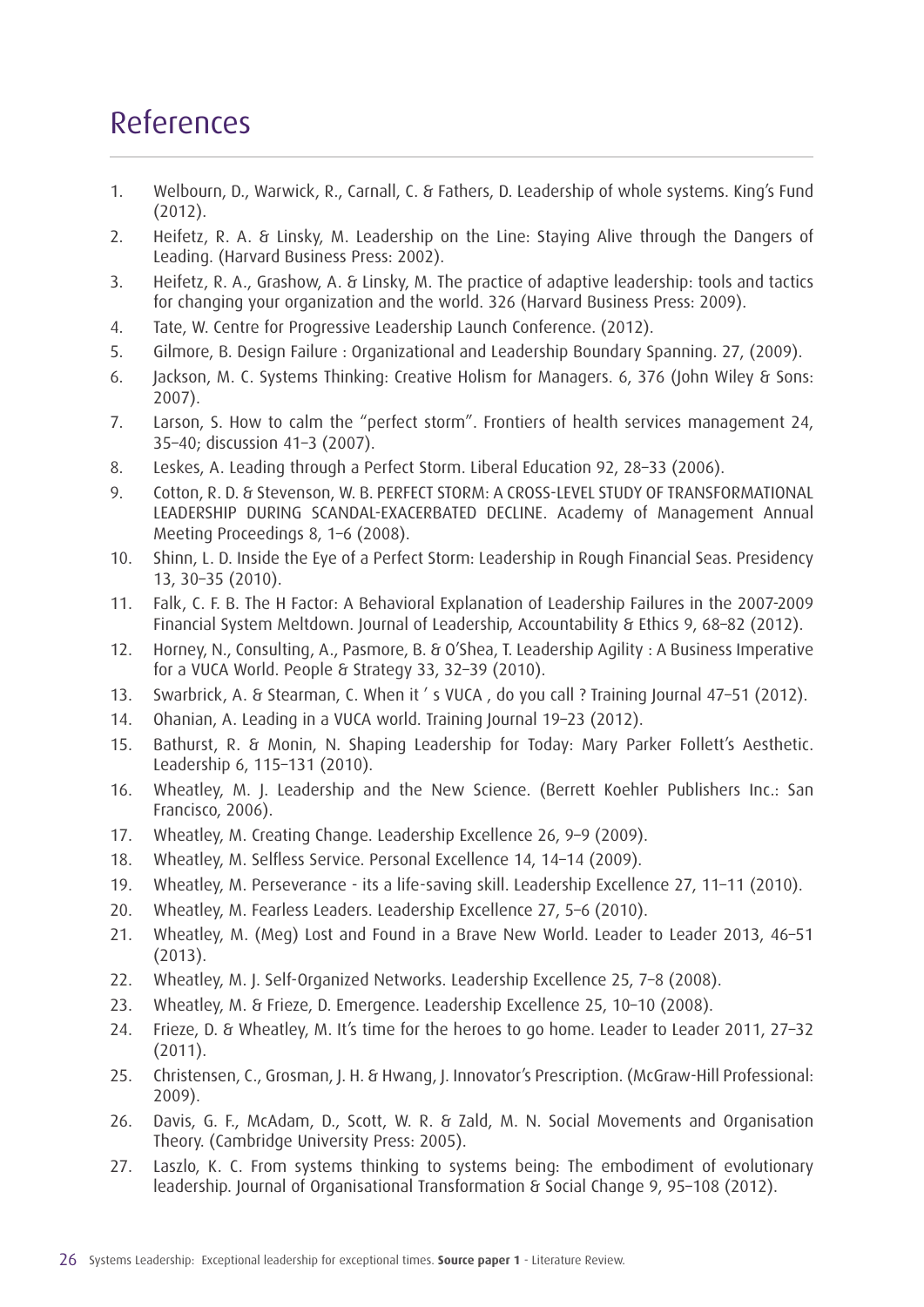# References

1. Welbourn, D., Warwick, R., Carnall, C. & Fathers, D. Leadership of whole systems. King's Fund (2012).
2. Heifetz, R. A. & Linsky, M. Leadership on the Line: Staying Alive through the Dangers of Leading. (Harvard Business Press: 2002).
3. Heifetz, R. A., Grashow, A. & Linsky, M. The practice of adaptive leadership: tools and tactics for changing your organization and the world. 326 (Harvard Business Press: 2009).
4. Tate, W. Centre for Progressive Leadership Launch Conference. (2012).
5. Gilmore, B. Design Failure : Organizational and Leadership Boundary Spanning. 27, (2009).
6. Jackson, M. C. Systems Thinking: Creative Holism for Managers. 6, 376 (John Wiley & Sons: 2007).
7. Larson, S. How to calm the "perfect storm". Frontiers of health services management 24, 35–40; discussion 41–3 (2007).
8. Leskes, A. Leading through a Perfect Storm. Liberal Education 92, 28–33 (2006).
9. Cotton, R. D. & Stevenson, W. B. PERFECT STORM: A CROSS-LEVEL STUDY OF TRANSFORMATIONAL LEADERSHIP DURING SCANDAL-EXACERBATED DECLINE. Academy of Management Annual Meeting Proceedings 8, 1–6 (2008).
10. Shinn, L. D. Inside the Eye of a Perfect Storm: Leadership in Rough Financial Seas. Presidency 13, 30–35 (2010).
11. Falk, C. F. B. The H Factor: A Behavioral Explanation of Leadership Failures in the 2007-2009 Financial System Meltdown. Journal of Leadership, Accountability & Ethics 9, 68–82 (2012).
12. Horney, N., Consulting, A., Pasmore, B. & O'Shea, T. Leadership Agility : A Business Imperative for a VUCA World. People & Strategy 33, 32–39 (2010).
13. Swarbrick, A. & Stearman, C. When it ' s VUCA , do you call ? Training Journal 47–51 (2012).
14. Ohanian, A. Leading in a VUCA world. Training Journal 19–23 (2012).
15. Bathurst, R. & Monin, N. Shaping Leadership for Today: Mary Parker Follett's Aesthetic. Leadership 6, 115–131 (2010).
16. Wheatley, M. J. Leadership and the New Science. (Berrett Koehler Publishers Inc.: San Francisco, 2006).
17. Wheatley, M. Creating Change. Leadership Excellence 26, 9–9 (2009).
18. Wheatley, M. Selfless Service. Personal Excellence 14, 14–14 (2009).
19. Wheatley, M. Perseverance - its a life-saving skill. Leadership Excellence 27, 11–11 (2010).
20. Wheatley, M. Fearless Leaders. Leadership Excellence 27, 5–6 (2010).
21. Wheatley, M. (Meg) Lost and Found in a Brave New World. Leader to Leader 2013, 46–51 (2013).
22. Wheatley, M. J. Self-Organized Networks. Leadership Excellence 25, 7–8 (2008).
23. Wheatley, M. & Frieze, D. Emergence. Leadership Excellence 25, 10–10 (2008).
24. Frieze, D. & Wheatley, M. It's time for the heroes to go home. Leader to Leader 2011, 27–32 (2011).
25. Christensen, C., Grosman, J. H. & Hwang, J. Innovator's Prescription. (McGraw-Hill Professional: 2009).
26. Davis, G. F., McAdam, D., Scott, W. R. & Zald, M. N. Social Movements and Organisation Theory. (Cambridge University Press: 2005).
27. Laszlo, K. C. From systems thinking to systems being: The embodiment of evolutionary leadership. Journal of Organisational Transformation & Social Change 9, 95–108 (2012).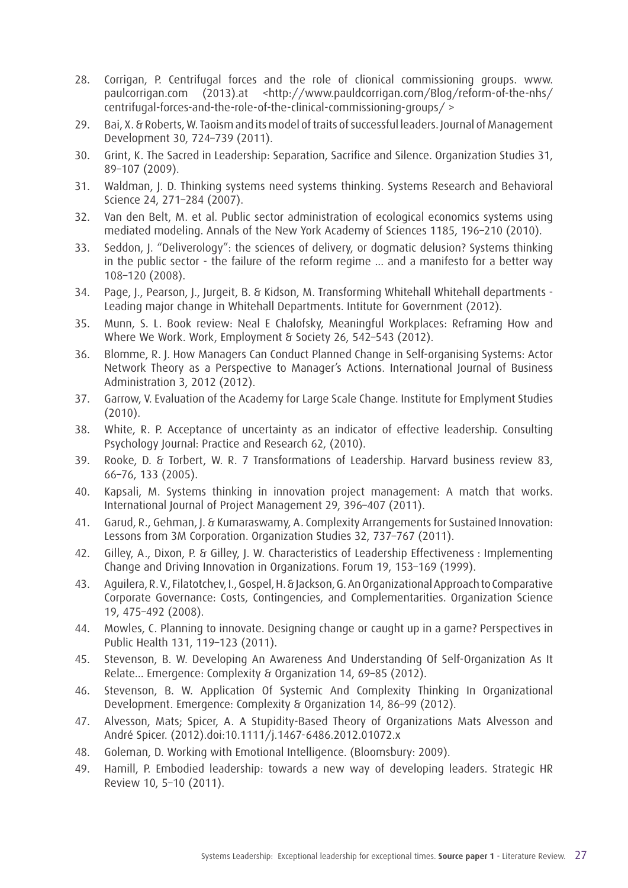28. Corrigan, P. Centrifugal forces and the role of clionical commissioning groups. www. paulcorrigan.com (2013).at <http://www.pauldcorrigan.com/Blog/reform-of-the-nhs/centrifugal-forces-and-the-role-of-the-clinical-commissioning-groups/ >
29. Bai, X. & Roberts, W. Taoism and its model of traits of successful leaders. Journal of Management Development 30, 724–739 (2011).
30. Grint, K. The Sacred in Leadership: Separation, Sacrifice and Silence. Organization Studies 31, 89–107 (2009).
31. Waldman, J. D. Thinking systems need systems thinking. Systems Research and Behavioral Science 24, 271–284 (2007).
32. Van den Belt, M. et al. Public sector administration of ecological economics systems using mediated modeling. Annals of the New York Academy of Sciences 1185, 196–210 (2010).
33. Seddon, J. "Deliverology": the sciences of delivery, or dogmatic delusion? Systems thinking in the public sector - the failure of the reform regime ... and a manifesto for a better way 108–120 (2008).
34. Page, J., Pearson, J., Jurgeit, B. & Kidson, M. Transforming Whitehall Whitehall departments - Leading major change in Whitehall Departments. Intitute for Government (2012).
35. Munn, S. L. Book review: Neal E Chalofsky, Meaningful Workplaces: Reframing How and Where We Work. Work, Employment & Society 26, 542–543 (2012).
36. Blomme, R. J. How Managers Can Conduct Planned Change in Self-organising Systems: Actor Network Theory as a Perspective to Manager's Actions. International Journal of Business Administration 3, 2012 (2012).
37. Garrow, V. Evaluation of the Academy for Large Scale Change. Institute for Emplyment Studies (2010).
38. White, R. P. Acceptance of uncertainty as an indicator of effective leadership. Consulting Psychology Journal: Practice and Research 62, (2010).
39. Rooke, D. & Torbert, W. R. 7 Transformations of Leadership. Harvard business review 83, 66–76, 133 (2005).
40. Kapsali, M. Systems thinking in innovation project management: A match that works. International Journal of Project Management 29, 396–407 (2011).
41. Garud, R., Gehman, J. & Kumaraswamy, A. Complexity Arrangements for Sustained Innovation: Lessons from 3M Corporation. Organization Studies 32, 737–767 (2011).
42. Gilley, A., Dixon, P. & Gilley, J. W. Characteristics of Leadership Effectiveness : Implementing Change and Driving Innovation in Organizations. Forum 19, 153–169 (1999).
43. Aguilera, R. V., Filatotchev, I., Gospel, H. & Jackson, G. An Organizational Approach to Comparative Corporate Governance: Costs, Contingencies, and Complementarities. Organization Science 19, 475–492 (2008).
44. Mowles, C. Planning to innovate. Designing change or caught up in a game? Perspectives in Public Health 131, 119–123 (2011).
45. Stevenson, B. W. Developing An Awareness And Understanding Of Self-Organization As It Relate... Emergence: Complexity & Organization 14, 69–85 (2012).
46. Stevenson, B. W. Application Of Systemic And Complexity Thinking In Organizational Development. Emergence: Complexity & Organization 14, 86–99 (2012).
47. Alvesson, Mats; Spicer, A. A Stupidity-Based Theory of Organizations Mats Alvesson and André Spicer. (2012).doi:10.1111/j.1467-6486.2012.01072.x
48. Goleman, D. Working with Emotional Intelligence. (Bloomsbury: 2009).
49. Hamill, P. Embodied leadership: towards a new way of developing leaders. Strategic HR Review 10, 5–10 (2011).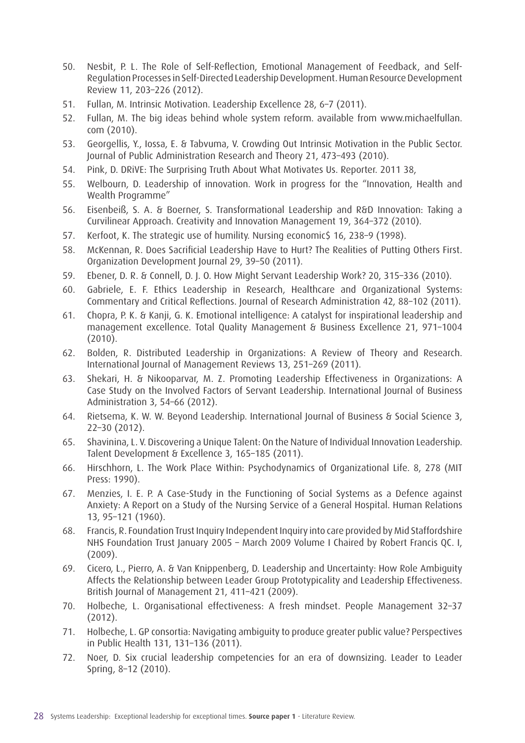50. Nesbit, P. L. The Role of Self-Reflection, Emotional Management of Feedback, and Self-Regulation Processes in Self-Directed Leadership Development. Human Resource Development Review 11, 203–226 (2012).
51. Fullan, M. Intrinsic Motivation. Leadership Excellence 28, 6–7 (2011).
52. Fullan, M. The big ideas behind whole system reform. available from www.michaelfullan.com (2010).
53. Georgellis, Y., Iossa, E. & Tabvuma, V. Crowding Out Intrinsic Motivation in the Public Sector. Journal of Public Administration Research and Theory 21, 473–493 (2010).
54. Pink, D. DRiVE: The Surprising Truth About What Motivates Us. Reporter. 2011 38,
55. Welbourn, D. Leadership of innovation. Work in progress for the "Innovation, Health and Wealth Programme"
56. Eisenbeiß, S. A. & Boerner, S. Transformational Leadership and R&D Innovation: Taking a Curvilinear Approach. Creativity and Innovation Management 19, 364–372 (2010).
57. Kerfoot, K. The strategic use of humility. Nursing economic$ 16, 238–9 (1998).
58. McKennan, R. Does Sacrificial Leadership Have to Hurt? The Realities of Putting Others First. Organization Development Journal 29, 39–50 (2011).
59. Ebener, D. R. & Connell, D. J. O. How Might Servant Leadership Work? 20, 315–336 (2010).
60. Gabriele, E. F. Ethics Leadership in Research, Healthcare and Organizational Systems: Commentary and Critical Reflections. Journal of Research Administration 42, 88–102 (2011).
61. Chopra, P. K. & Kanji, G. K. Emotional intelligence: A catalyst for inspirational leadership and management excellence. Total Quality Management & Business Excellence 21, 971–1004 (2010).
62. Bolden, R. Distributed Leadership in Organizations: A Review of Theory and Research. International Journal of Management Reviews 13, 251–269 (2011).
63. Shekari, H. & Nikooparvar, M. Z. Promoting Leadership Effectiveness in Organizations: A Case Study on the Involved Factors of Servant Leadership. International Journal of Business Administration 3, 54–66 (2012).
64. Rietsema, K. W. W. Beyond Leadership. International Journal of Business & Social Science 3, 22–30 (2012).
65. Shavinina, L. V. Discovering a Unique Talent: On the Nature of Individual Innovation Leadership. Talent Development & Excellence 3, 165–185 (2011).
66. Hirschhorn, L. The Work Place Within: Psychodynamics of Organizational Life. 8, 278 (MIT Press: 1990).
67. Menzies, I. E. P. A Case-Study in the Functioning of Social Systems as a Defence against Anxiety: A Report on a Study of the Nursing Service of a General Hospital. Human Relations 13, 95–121 (1960).
68. Francis, R. Foundation Trust Inquiry Independent Inquiry into care provided by Mid Staffordshire NHS Foundation Trust January 2005 – March 2009 Volume I Chaired by Robert Francis QC. I, (2009).
69. Cicero, L., Pierro, A. & Van Knippenberg, D. Leadership and Uncertainty: How Role Ambiguity Affects the Relationship between Leader Group Prototypicality and Leadership Effectiveness. British Journal of Management 21, 411–421 (2009).
70. Holbeche, L. Organisational effectiveness: A fresh mindset. People Management 32–37 (2012).
71. Holbeche, L. GP consortia: Navigating ambiguity to produce greater public value? Perspectives in Public Health 131, 131–136 (2011).
72. Noer, D. Six crucial leadership competencies for an era of downsizing. Leader to Leader Spring, 8–12 (2010).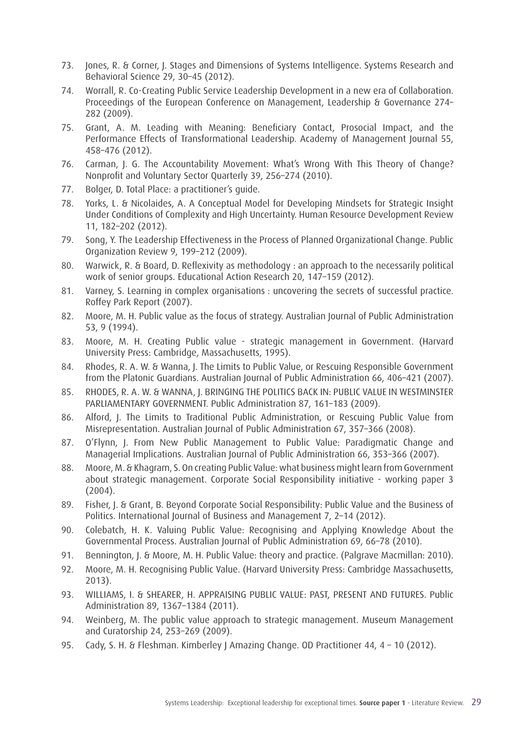73. Jones, R. & Corner, J. Stages and Dimensions of Systems Intelligence. Systems Research and Behavioral Science 29, 30–45 (2012).
74. Worrall, R. Co-Creating Public Service Leadership Development in a new era of Collaboration. Proceedings of the European Conference on Management, Leadership & Governance 274–282 (2009).
75. Grant, A. M. Leading with Meaning: Beneficiary Contact, Prosocial Impact, and the Performance Effects of Transformational Leadership. Academy of Management Journal 55, 458–476 (2012).
76. Carman, J. G. The Accountability Movement: What's Wrong With This Theory of Change? Nonprofit and Voluntary Sector Quarterly 39, 256–274 (2010).
77. Bolger, D. Total Place: a practitioner's guide.
78. Yorks, L. & Nicolaides, A. A Conceptual Model for Developing Mindsets for Strategic Insight Under Conditions of Complexity and High Uncertainty. Human Resource Development Review 11, 182–202 (2012).
79. Song, Y. The Leadership Effectiveness in the Process of Planned Organizational Change. Public Organization Review 9, 199–212 (2009).
80. Warwick, R. & Board, D. Reflexivity as methodology : an approach to the necessarily political work of senior groups. Educational Action Research 20, 147–159 (2012).
81. Varney, S. Learning in complex organisations : uncovering the secrets of successful practice. Roffey Park Report (2007).
82. Moore, M. H. Public value as the focus of strategy. Australian Journal of Public Administration 53, 9 (1994).
83. Moore, M. H. Creating Public value - strategic management in Government. (Harvard University Press: Cambridge, Massachusetts, 1995).
84. Rhodes, R. A. W. & Wanna, J. The Limits to Public Value, or Rescuing Responsible Government from the Platonic Guardians. Australian Journal of Public Administration 66, 406–421 (2007).
85. RHODES, R. A. W. & WANNA, J. BRINGING THE POLITICS BACK IN: PUBLIC VALUE IN WESTMINSTER PARLIAMENTARY GOVERNMENT. Public Administration 87, 161–183 (2009).
86. Alford, J. The Limits to Traditional Public Administration, or Rescuing Public Value from Misrepresentation. Australian Journal of Public Administration 67, 357–366 (2008).
87. O'Flynn, J. From New Public Management to Public Value: Paradigmatic Change and Managerial Implications. Australian Journal of Public Administration 66, 353–366 (2007).
88. Moore, M. & Khagram, S. On creating Public Value: what business might learn from Government about strategic management. Corporate Social Responsibility initiative - working paper 3 (2004).
89. Fisher, J. & Grant, B. Beyond Corporate Social Responsibility: Public Value and the Business of Politics. International Journal of Business and Management 7, 2–14 (2012).
90. Colebatch, H. K. Valuing Public Value: Recognising and Applying Knowledge About the Governmental Process. Australian Journal of Public Administration 69, 66–78 (2010).
91. Bennington, J. & Moore, M. H. Public Value: theory and practice. (Palgrave Macmillan: 2010).
92. Moore, M. H. Recognising Public Value. (Harvard University Press: Cambridge Massachusetts, 2013).
93. WILLIAMS, I. & SHEARER, H. APPRAISING PUBLIC VALUE: PAST, PRESENT AND FUTURES. Public Administration 89, 1367–1384 (2011).
94. Weinberg, M. The public value approach to strategic management. Museum Management and Curatorship 24, 253–269 (2009).
95. Cady, S. H. & Fleshman. Kimberley J Amazing Change. OD Practitioner 44, 4 – 10 (2012).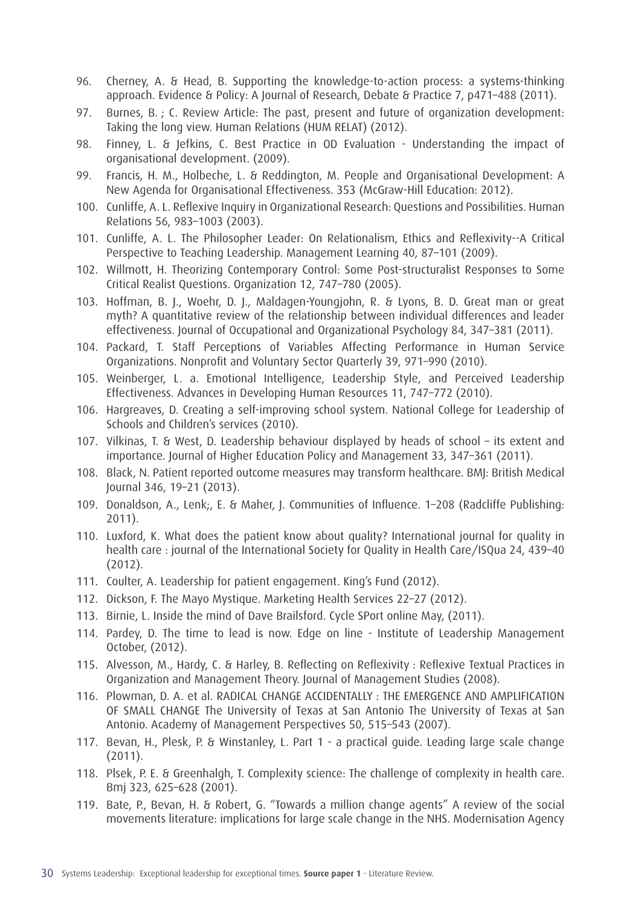96. Cherney, A. & Head, B. Supporting the knowledge-to-action process: a systems-thinking approach. Evidence & Policy: A Journal of Research, Debate & Practice 7, p471–488 (2011).
97. Burnes, B. ; C. Review Article: The past, present and future of organization development: Taking the long view. Human Relations (HUM RELAT) (2012).
98. Finney, L. & Jefkins, C. Best Practice in OD Evaluation - Understanding the impact of organisational development. (2009).
99. Francis, H. M., Holbeche, L. & Reddington, M. People and Organisational Development: A New Agenda for Organisational Effectiveness. 353 (McGraw-Hill Education: 2012).
100. Cunliffe, A. L. Reflexive Inquiry in Organizational Research: Questions and Possibilities. Human Relations 56, 983–1003 (2003).
101. Cunliffe, A. L. The Philosopher Leader: On Relationalism, Ethics and Reflexivity--A Critical Perspective to Teaching Leadership. Management Learning 40, 87–101 (2009).
102. Willmott, H. Theorizing Contemporary Control: Some Post-structuralist Responses to Some Critical Realist Questions. Organization 12, 747–780 (2005).
103. Hoffman, B. J., Woehr, D. J., Maldagen-Youngjohn, R. & Lyons, B. D. Great man or great myth? A quantitative review of the relationship between individual differences and leader effectiveness. Journal of Occupational and Organizational Psychology 84, 347–381 (2011).
104. Packard, T. Staff Perceptions of Variables Affecting Performance in Human Service Organizations. Nonprofit and Voluntary Sector Quarterly 39, 971–990 (2010).
105. Weinberger, L. a. Emotional Intelligence, Leadership Style, and Perceived Leadership Effectiveness. Advances in Developing Human Resources 11, 747–772 (2010).
106. Hargreaves, D. Creating a self-improving school system. National College for Leadership of Schools and Children's services (2010).
107. Vilkinas, T. & West, D. Leadership behaviour displayed by heads of school – its extent and importance. Journal of Higher Education Policy and Management 33, 347–361 (2011).
108. Black, N. Patient reported outcome measures may transform healthcare. BMJ: British Medical Journal 346, 19–21 (2013).
109. Donaldson, A., Lenk;, E. & Maher, J. Communities of Influence. 1–208 (Radcliffe Publishing: 2011).
110. Luxford, K. What does the patient know about quality? International journal for quality in health care : journal of the International Society for Quality in Health Care/ISQua 24, 439–40 (2012).
111. Coulter, A. Leadership for patient engagement. King's Fund (2012).
112. Dickson, F. The Mayo Mystique. Marketing Health Services 22–27 (2012).
113. Birnie, L. Inside the mind of Dave Brailsford. Cycle SPort online May, (2011).
114. Pardey, D. The time to lead is now. Edge on line - Institute of Leadership Management October, (2012).
115. Alvesson, M., Hardy, C. & Harley, B. Reflecting on Reflexivity : Reflexive Textual Practices in Organization and Management Theory. Journal of Management Studies (2008).
116. Plowman, D. A. et al. RADICAL CHANGE ACCIDENTALLY : THE EMERGENCE AND AMPLIFICATION OF SMALL CHANGE The University of Texas at San Antonio The University of Texas at San Antonio. Academy of Management Perspectives 50, 515–543 (2007).
117. Bevan, H., Plesk, P. & Winstanley, L. Part 1 - a practical guide. Leading large scale change (2011).
118. Plsek, P. E. & Greenhalgh, T. Complexity science: The challenge of complexity in health care. Bmj 323, 625–628 (2001).
119. Bate, P., Bevan, H. & Robert, G. "Towards a million change agents" A review of the social movements literature: implications for large scale change in the NHS. Modernisation Agency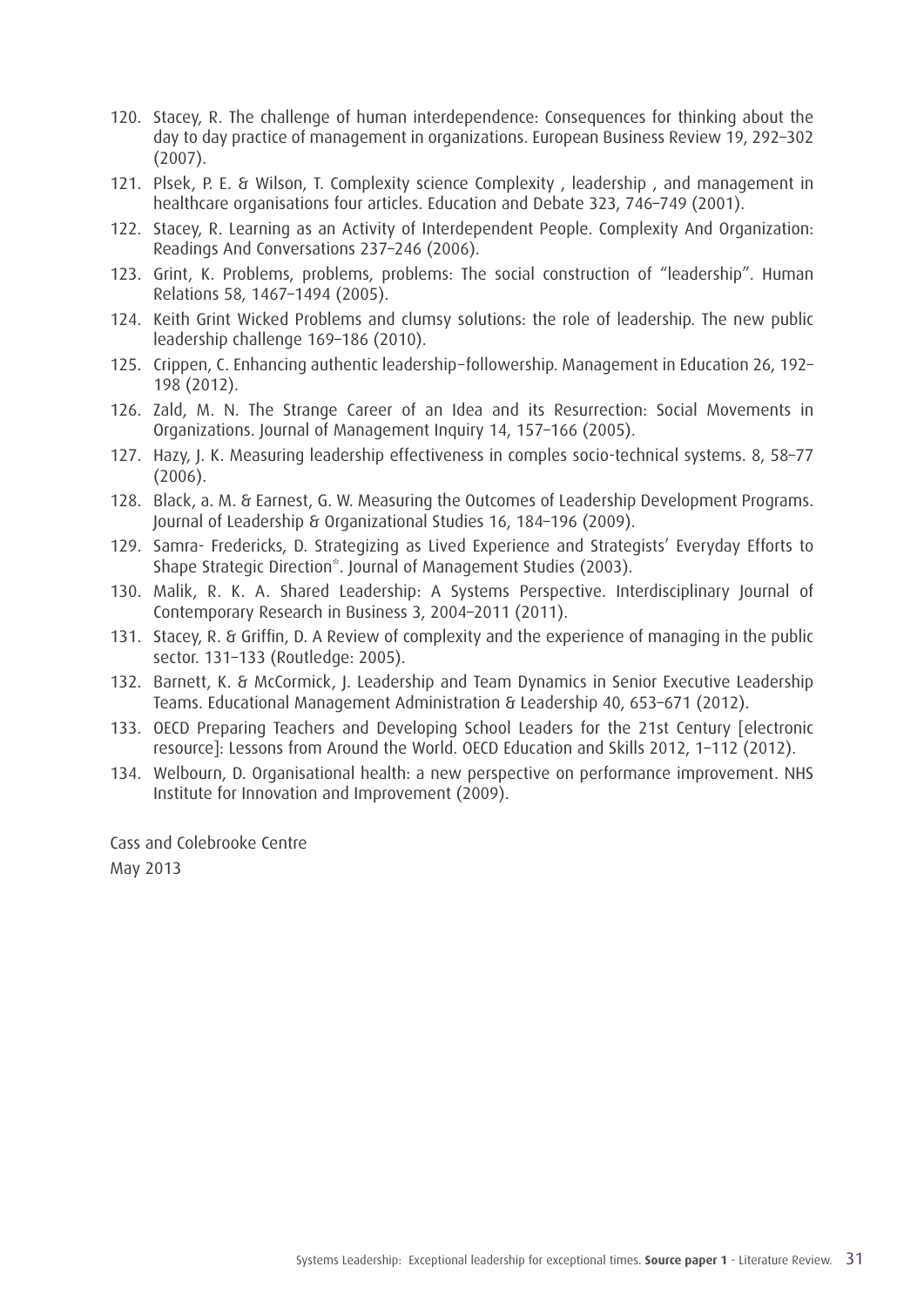120. Stacey, R. The challenge of human interdependence: Consequences for thinking about the day to day practice of management in organizations. European Business Review 19, 292–302 (2007).
121. Plsek, P. E. & Wilson, T. Complexity science Complexity , leadership , and management in healthcare organisations four articles. Education and Debate 323, 746–749 (2001).
122. Stacey, R. Learning as an Activity of Interdependent People. Complexity And Organization: Readings And Conversations 237–246 (2006).
123. Grint, K. Problems, problems, problems: The social construction of "leadership". Human Relations 58, 1467–1494 (2005).
124. Keith Grint Wicked Problems and clumsy solutions: the role of leadership. The new public leadership challenge 169–186 (2010).
125. Crippen, C. Enhancing authentic leadership–followership. Management in Education 26, 192–198 (2012).
126. Zald, M. N. The Strange Career of an Idea and its Resurrection: Social Movements in Organizations. Journal of Management Inquiry 14, 157–166 (2005).
127. Hazy, J. K. Measuring leadership effectiveness in comples socio-technical systems. 8, 58–77 (2006).
128. Black, a. M. & Earnest, G. W. Measuring the Outcomes of Leadership Development Programs. Journal of Leadership & Organizational Studies 16, 184–196 (2009).
129. Samra- Fredericks, D. Strategizing as Lived Experience and Strategists' Everyday Efforts to Shape Strategic Direction*. Journal of Management Studies (2003).
130. Malik, R. K. A. Shared Leadership: A Systems Perspective. Interdisciplinary Journal of Contemporary Research in Business 3, 2004–2011 (2011).
131. Stacey, R. & Griffin, D. A Review of complexity and the experience of managing in the public sector. 131–133 (Routledge: 2005).
132. Barnett, K. & McCormick, J. Leadership and Team Dynamics in Senior Executive Leadership Teams. Educational Management Administration & Leadership 40, 653–671 (2012).
133. OECD Preparing Teachers and Developing School Leaders for the 21st Century [electronic resource]: Lessons from Around the World. OECD Education and Skills 2012, 1–112 (2012).
134. Welbourn, D. Organisational health: a new perspective on performance improvement. NHS Institute for Innovation and Improvement (2009).

Cass and Colebrooke Centre

May 2013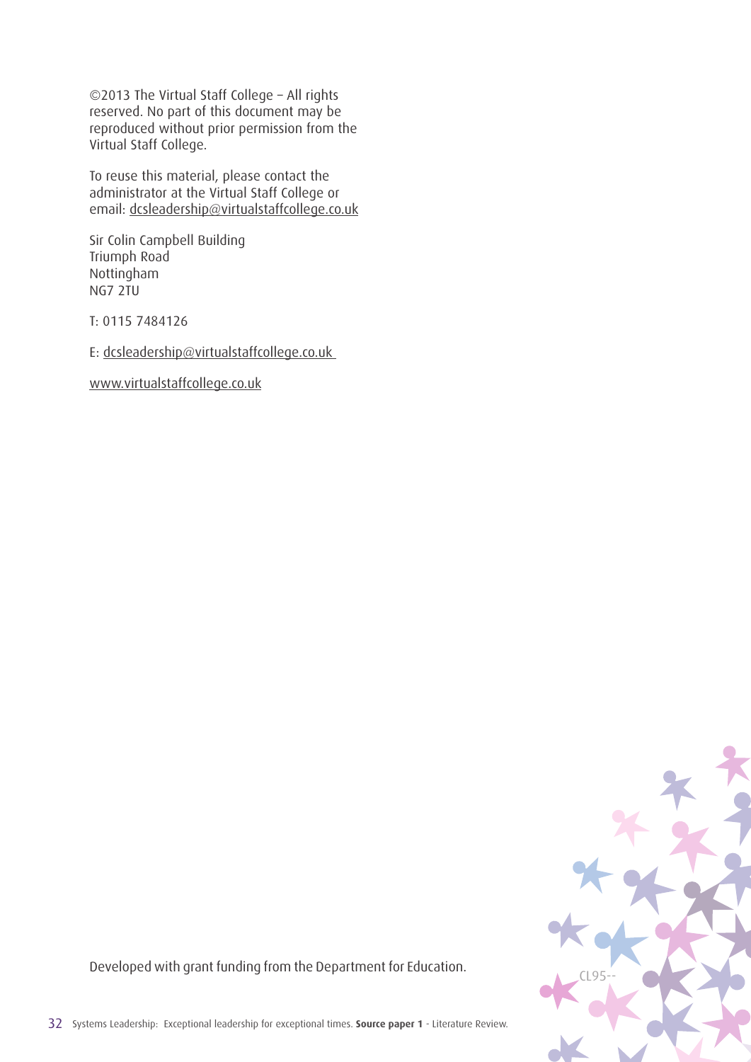©2013 The Virtual Staff College – All rights reserved. No part of this document may be reproduced without prior permission from the Virtual Staff College.

To reuse this material, please contact the administrator at the Virtual Staff College or email: dcsleadership@virtualstaffcollege.co.uk

Sir Colin Campbell Building
Triumph Road
Nottingham
NG7 2TU

T: 0115 7484126

E: dcsleadership@virtualstaffcollege.co.uk

www.virtualstaffcollege.co.uk

Developed with grant funding from the Department for Education.

CL95--